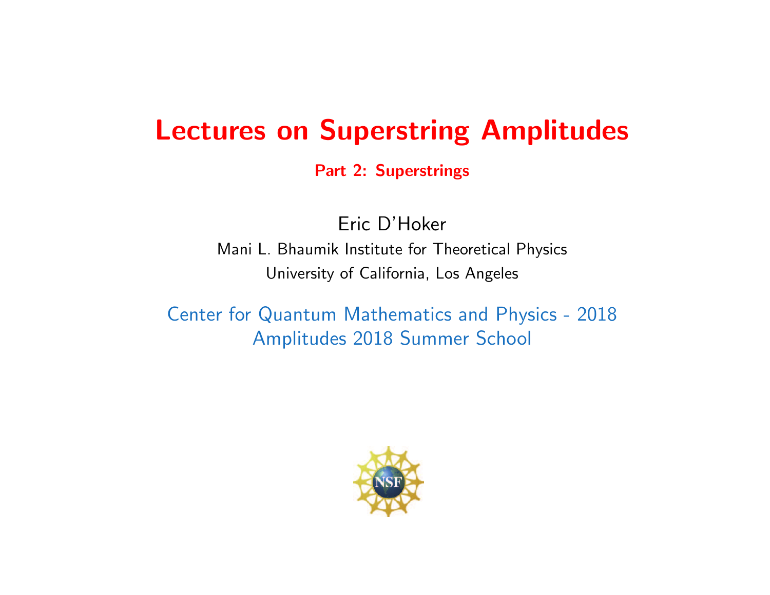# Lectures on Superstring Amplitudes

## Part 2: Superstrings

Eric D'Hoker

Mani L. Bhaumik Institute for Theoretical Physics

University of California, Los Angeles

Center for Quantum Mathematics and Physics - 2018

Amplitudes 2018 Summer School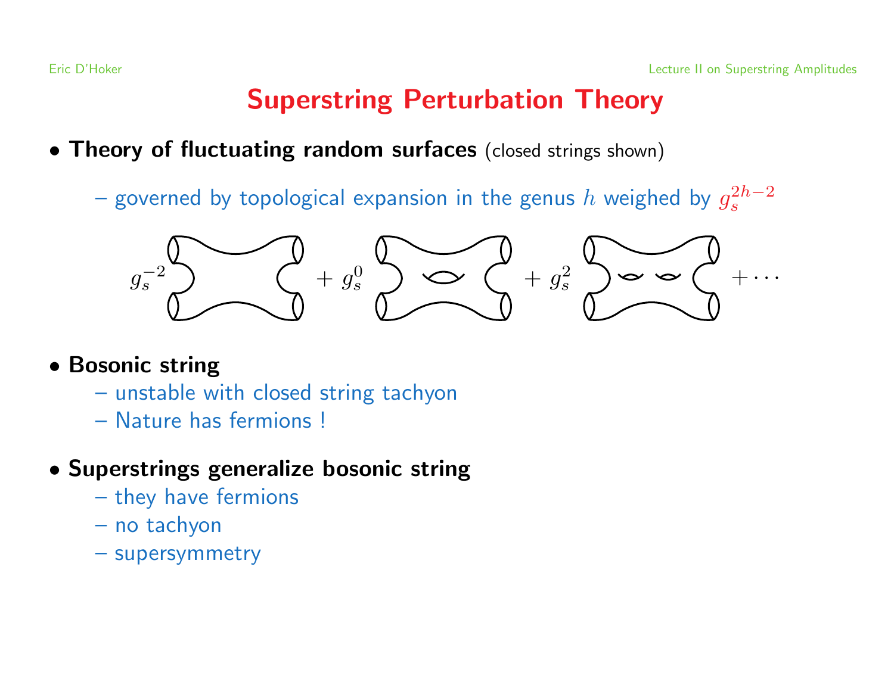# Superstring Perturbation Theory

- **Theory of fluctuating random surfaces** (closed strings shown)
  - governed by topological expansion in the genus $h$ weighed by $g_s^{2h-2}$

$$g_s^{-2} \quad + \; g_s^{0} \quad + \; g_s^{2} \quad + \cdots$$

- **Bosonic string**
  - unstable with closed string tachyon
  - Nature has fermions !
- **Superstrings generalize bosonic string**
  - they have fermions
  - no tachyon
  - supersymmetry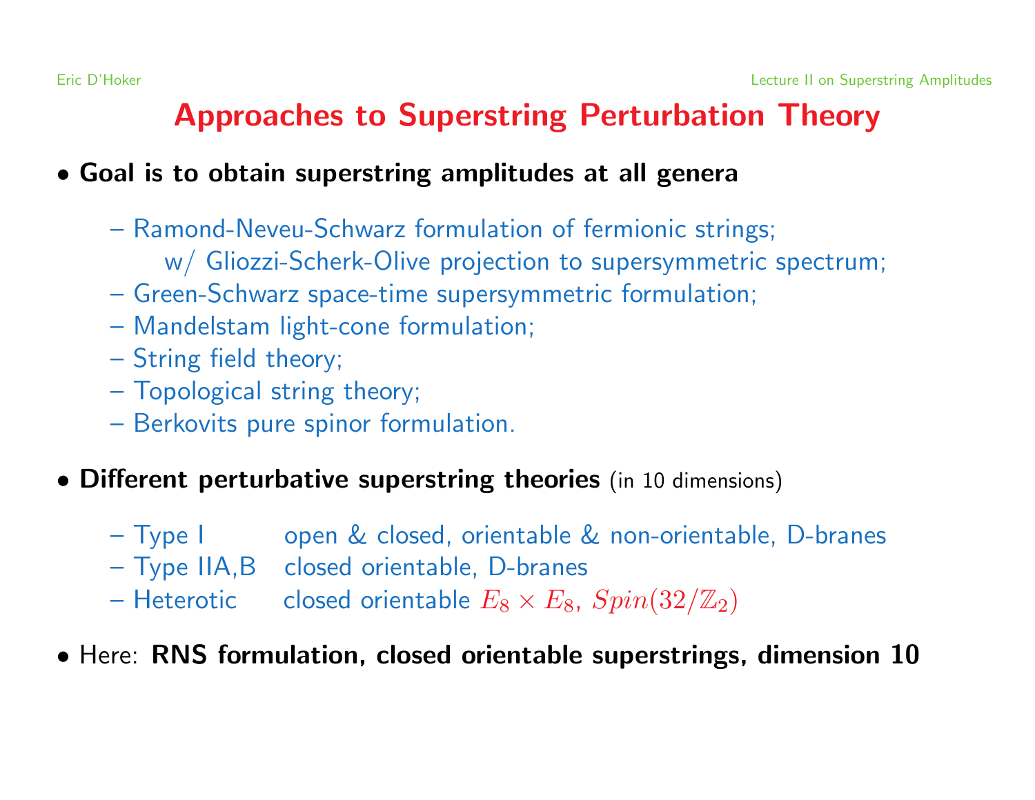# Approaches to Superstring Perturbation Theory

- **Goal is to obtain superstring amplitudes at all genera**
  - Ramond-Neveu-Schwarz formulation of fermionic strings; w/ Gliozzi-Scherk-Olive projection to supersymmetric spectrum;
  - Green-Schwarz space-time supersymmetric formulation;
  - Mandelstam light-cone formulation;
  - String field theory;
  - Topological string theory;
  - Berkovits pure spinor formulation.

- **Different perturbative superstring theories** (in 10 dimensions)
  - Type I — open & closed, orientable & non-orientable, D-branes
  - Type IIA,B — closed orientable, D-branes
  - Heterotic — closed orientable $E_8 \times E_8$, $Spin(32/\mathbb{Z}_2)$

- Here: **RNS formulation, closed orientable superstrings, dimension 10**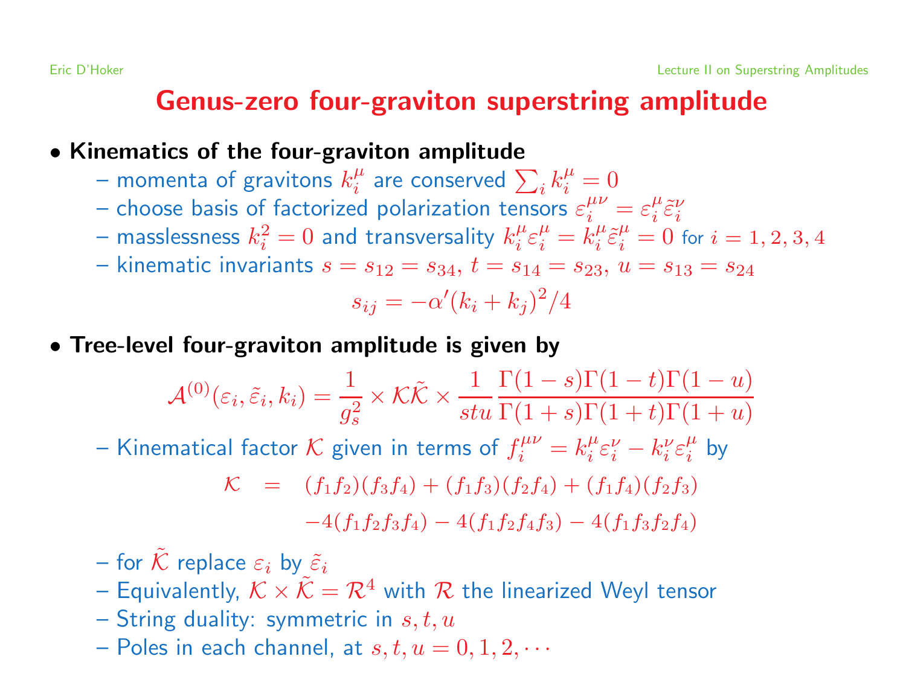# Genus-zero four-graviton superstring amplitude

- **Kinematics of the four-graviton amplitude**
  - momenta of gravitons $k_i^\mu$ are conserved $\sum_i k_i^\mu = 0$
  - choose basis of factorized polarization tensors $\varepsilon_i^{\mu\nu} = \varepsilon_i^\mu \tilde\varepsilon_i^\nu$
  - masslessness $k_i^2 = 0$ and transversality $k_i^\mu \varepsilon_i^\mu = k_i^\mu \tilde\varepsilon_i^\mu = 0$ for $i = 1,2,3,4$
  - kinematic invariants $s = s_{12} = s_{34}$, $t = s_{14} = s_{23}$, $u = s_{13} = s_{24}$

$$s_{ij} = -\alpha'(k_i + k_j)^2/4$$

- **Tree-level four-graviton amplitude is given by**

$$\mathcal{A}^{(0)}(\varepsilon_i, \tilde\varepsilon_i, k_i) = \frac{1}{g_s^2} \times \mathcal{K}\tilde{\mathcal{K}} \times \frac{1}{stu} \frac{\Gamma(1-s)\Gamma(1-t)\Gamma(1-u)}{\Gamma(1+s)\Gamma(1+t)\Gamma(1+u)}$$

  - Kinematical factor $\mathcal{K}$ given in terms of $f_i^{\mu\nu} = k_i^\mu \varepsilon_i^\nu - k_i^\nu \varepsilon_i^\mu$ by

$$\begin{aligned}
\mathcal{K} \;=\; & (f_1 f_2)(f_3 f_4) + (f_1 f_3)(f_2 f_4) + (f_1 f_4)(f_2 f_3) \\
& -4(f_1 f_2 f_3 f_4) - 4(f_1 f_2 f_4 f_3) - 4(f_1 f_3 f_2 f_4)
\end{aligned}$$

  - for $\tilde{\mathcal{K}}$ replace $\varepsilon_i$ by $\tilde\varepsilon_i$
  - Equivalently, $\mathcal{K} \times \tilde{\mathcal{K}} = \mathcal{R}^4$ with $\mathcal{R}$ the linearized Weyl tensor
  - String duality: symmetric in $s, t, u$
  - Poles in each channel, at $s, t, u = 0, 1, 2, \cdots$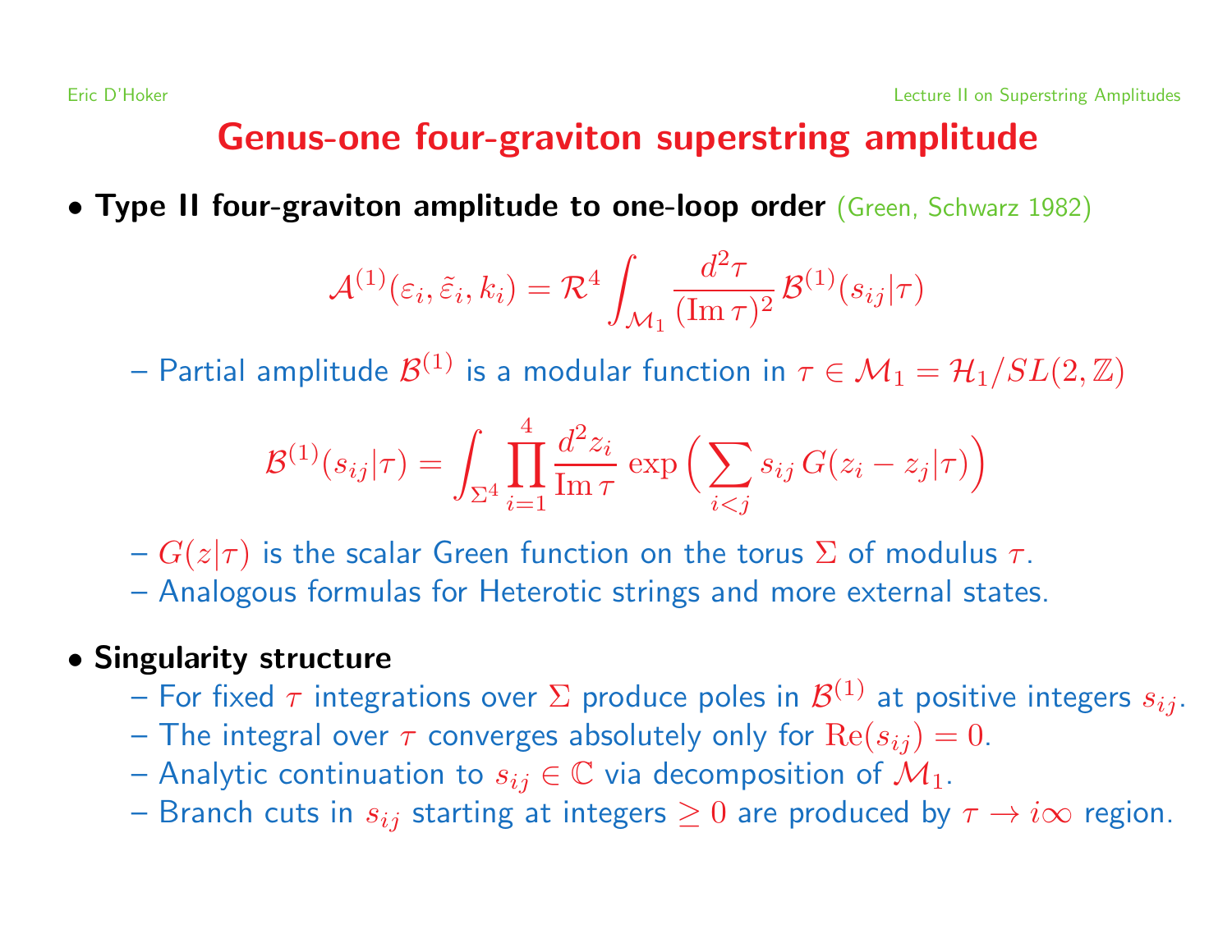# Genus-one four-graviton superstring amplitude

- **Type II four-graviton amplitude to one-loop order** (Green, Schwarz 1982)

$$\mathcal{A}^{(1)}(\varepsilon_i, \tilde{\varepsilon}_i, k_i) = \mathcal{R}^4 \int_{\mathcal{M}_1} \frac{d^2\tau}{(\operatorname{Im}\tau)^2} \, \mathcal{B}^{(1)}(s_{ij}|\tau)$$

  - Partial amplitude $\mathcal{B}^{(1)}$ is a modular function in $\tau \in \mathcal{M}_1 = \mathcal{H}_1/SL(2,\mathbb{Z})$

$$\mathcal{B}^{(1)}(s_{ij}|\tau) = \int_{\Sigma^4} \prod_{i=1}^{4} \frac{d^2 z_i}{\operatorname{Im}\tau} \exp\Big( \sum_{i<j} s_{ij} \, G(z_i - z_j|\tau) \Big)$$

  - $G(z|\tau)$ is the scalar Green function on the torus $\Sigma$ of modulus $\tau$.
  - Analogous formulas for Heterotic strings and more external states.

- **Singularity structure**
  - For fixed $\tau$ integrations over $\Sigma$ produce poles in $\mathcal{B}^{(1)}$ at positive integers $s_{ij}$.
  - The integral over $\tau$ converges absolutely only for $\operatorname{Re}(s_{ij}) = 0$.
  - Analytic continuation to $s_{ij} \in \mathbb{C}$ via decomposition of $\mathcal{M}_1$.
  - Branch cuts in $s_{ij}$ starting at integers $\geq 0$ are produced by $\tau \to i\infty$ region.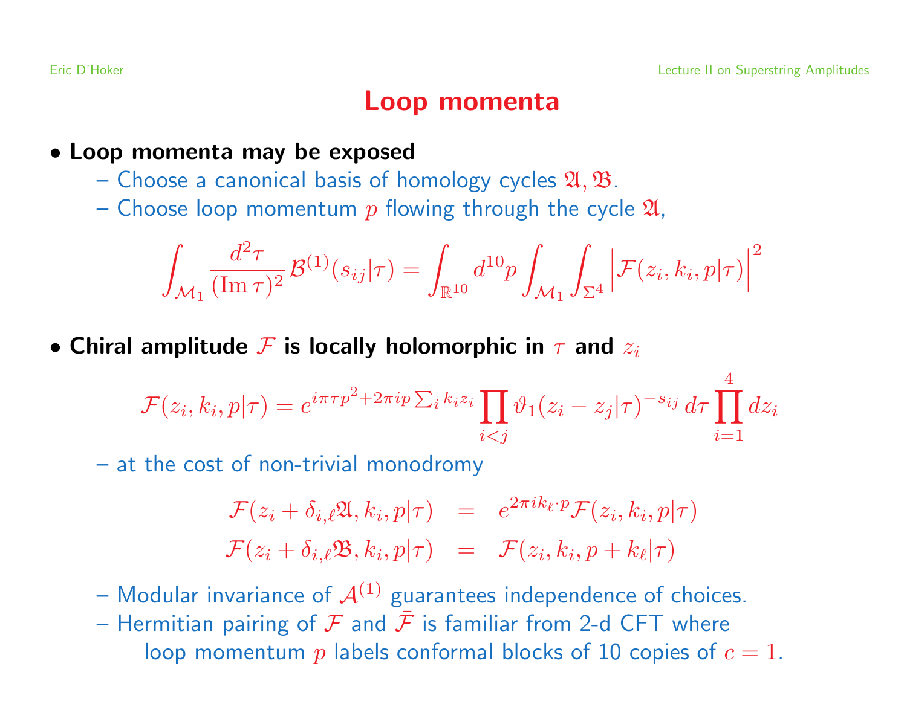# Loop momenta

- **Loop momenta may be exposed**
  - Choose a canonical basis of homology cycles $\mathfrak{A}, \mathfrak{B}$.
  - Choose loop momentum $p$ flowing through the cycle $\mathfrak{A}$,

$$\int_{\mathcal{M}_1} \frac{d^2\tau}{(\mathrm{Im}\,\tau)^2} \mathcal{B}^{(1)}(s_{ij}|\tau) = \int_{\mathbb{R}^{10}} d^{10}p \int_{\mathcal{M}_1} \int_{\Sigma^4} \Big| \mathcal{F}(z_i, k_i, p|\tau) \Big|^2$$

- **Chiral amplitude $\mathcal{F}$ is locally holomorphic in $\tau$ and $z_i$**

$$\mathcal{F}(z_i, k_i, p|\tau) = e^{i\pi\tau p^2 + 2\pi i p \sum_i k_i z_i} \prod_{i<j} \vartheta_1(z_i - z_j|\tau)^{-s_{ij}} \, d\tau \prod_{i=1}^{4} dz_i$$

  - at the cost of non-trivial monodromy

$$\begin{aligned} \mathcal{F}(z_i + \delta_{i,\ell}\mathfrak{A}, k_i, p|\tau) &= e^{2\pi i k_\ell \cdot p} \mathcal{F}(z_i, k_i, p|\tau) \\ \mathcal{F}(z_i + \delta_{i,\ell}\mathfrak{B}, k_i, p|\tau) &= \mathcal{F}(z_i, k_i, p + k_\ell|\tau) \end{aligned}$$

  - Modular invariance of $\mathcal{A}^{(1)}$ guarantees independence of choices.
  - Hermitian pairing of $\mathcal{F}$ and $\bar{\mathcal{F}}$ is familiar from 2-d CFT where loop momentum $p$ labels conformal blocks of 10 copies of $c = 1$.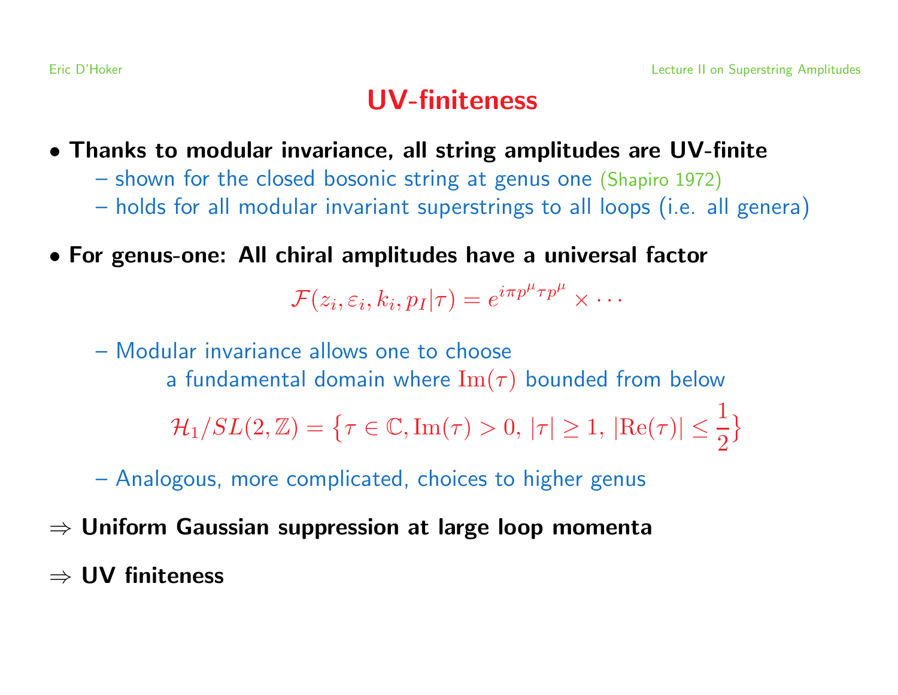# UV-finiteness

- **Thanks to modular invariance, all string amplitudes are UV-finite**
  - shown for the closed bosonic string at genus one (Shapiro 1972)
  - holds for all modular invariant superstrings to all loops (i.e. all genera)

- **For genus-one: All chiral amplitudes have a universal factor**

$$\mathcal{F}(z_i, \varepsilon_i, k_i, p_I|\tau) = e^{i\pi p^\mu \tau p^\mu} \times \cdots$$

  - Modular invariance allows one to choose a fundamental domain where $\mathrm{Im}(\tau)$ bounded from below

$$\mathcal{H}_1/SL(2,\mathbb{Z}) = \big\{\tau \in \mathbb{C}, \mathrm{Im}(\tau) > 0, \, |\tau| \geq 1, \, |\mathrm{Re}(\tau)| \leq \frac{1}{2}\big\}$$

  - Analogous, more complicated, choices to higher genus

$\Rightarrow$ **Uniform Gaussian suppression at large loop momenta**

$\Rightarrow$ **UV finiteness**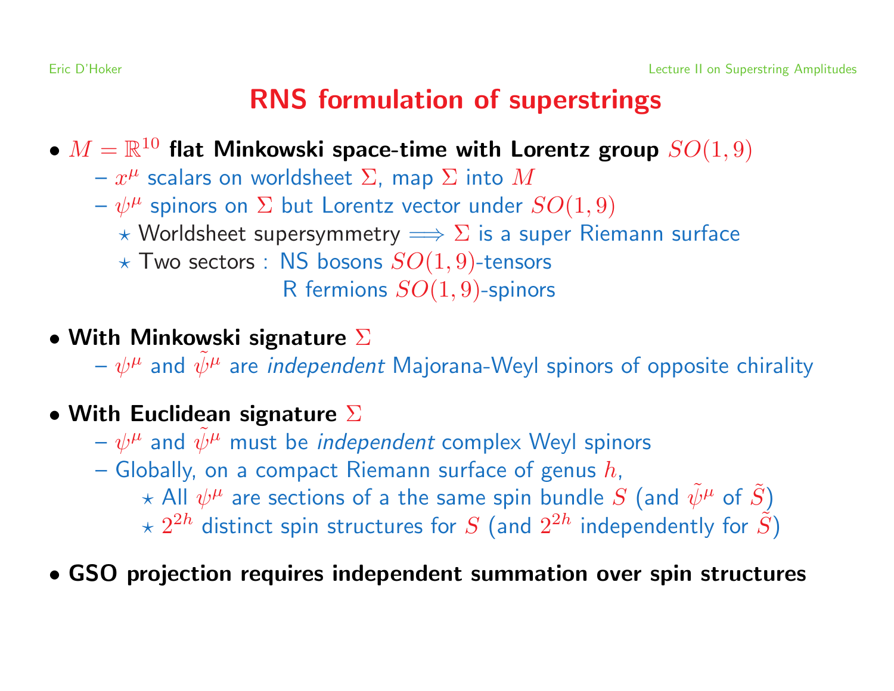# RNS formulation of superstrings

- $M = \mathbb{R}^{10}$ **flat Minkowski space-time with Lorentz group** $SO(1,9)$
  - $x^\mu$ scalars on worldsheet $\Sigma$, map $\Sigma$ into $M$
  - $\psi^\mu$ spinors on $\Sigma$ but Lorentz vector under $SO(1,9)$
    - ⋆ Worldsheet supersymmetry $\Longrightarrow$ $\Sigma$ is a super Riemann surface
    - ⋆ Two sectors : NS bosons $SO(1,9)$-tensors
      R fermions $SO(1,9)$-spinors

- **With Minkowski signature** $\Sigma$
  - $\psi^\mu$ and $\tilde{\psi}^\mu$ are *independent* Majorana-Weyl spinors of opposite chirality

- **With Euclidean signature** $\Sigma$
  - $\psi^\mu$ and $\tilde{\psi}^\mu$ must be *independent* complex Weyl spinors
  - Globally, on a compact Riemann surface of genus $h$,
    - ⋆ All $\psi^\mu$ are sections of a the same spin bundle $S$ (and $\tilde{\psi}^\mu$ of $\tilde{S}$)
    - ⋆ $2^{2h}$ distinct spin structures for $S$ (and $2^{2h}$ independently for $\tilde{S}$)

- **GSO projection requires independent summation over spin structures**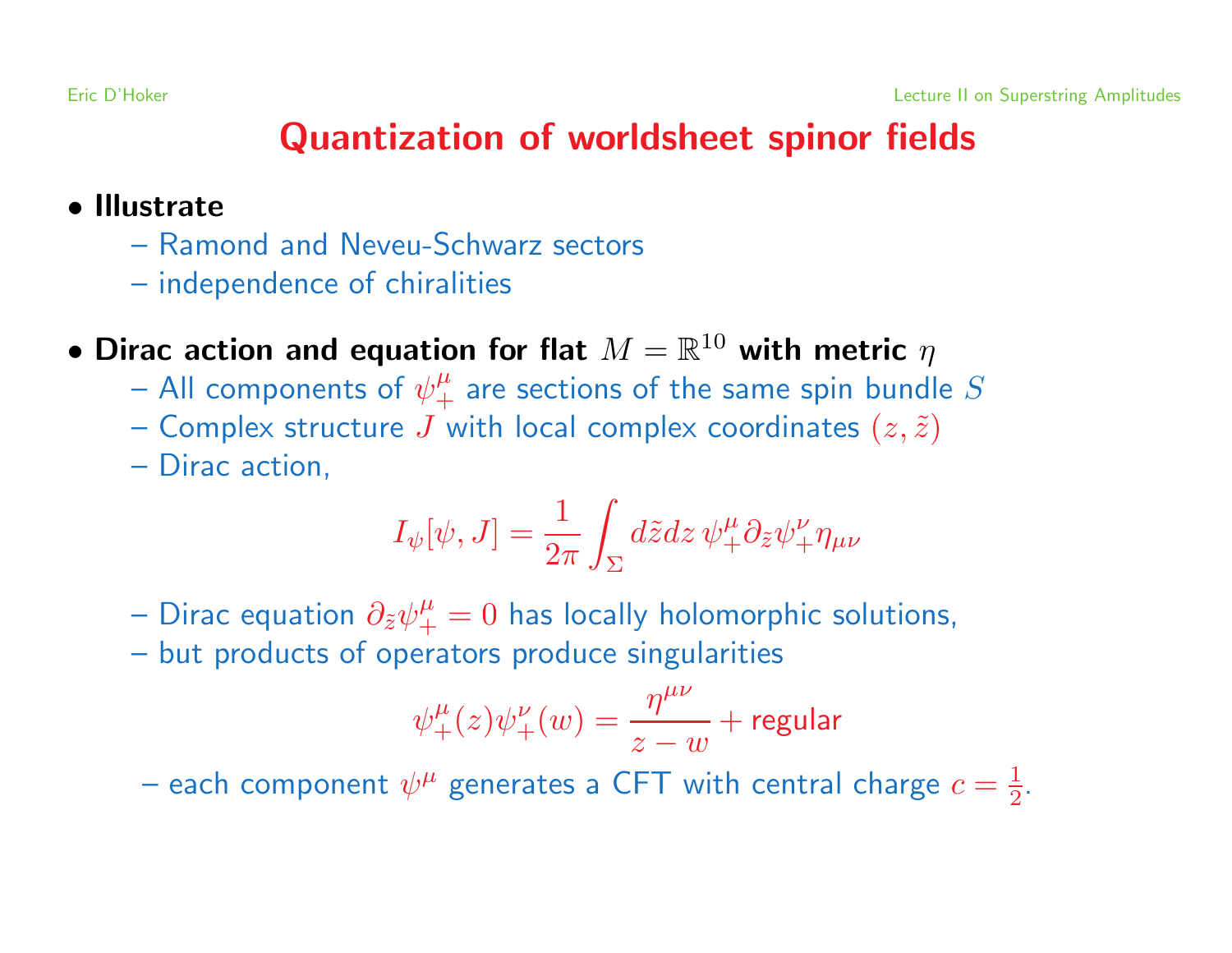# Quantization of worldsheet spinor fields

- **Illustrate**
  - Ramond and Neveu-Schwarz sectors
  - independence of chiralities

- **Dirac action and equation for flat $M = \mathbb{R}^{10}$ with metric $\eta$**
  - All components of $\psi_+^\mu$ are sections of the same spin bundle $S$
  - Complex structure $J$ with local complex coordinates $(z, \tilde{z})$
  - Dirac action,

$$I_\psi[\psi, J] = \frac{1}{2\pi} \int_\Sigma d\tilde{z} dz \, \psi_+^\mu \partial_{\tilde{z}} \psi_+^\nu \eta_{\mu\nu}$$

  - Dirac equation $\partial_{\tilde{z}} \psi_+^\mu = 0$ has locally holomorphic solutions,
  - but products of operators produce singularities

$$\psi_+^\mu(z) \psi_+^\nu(w) = \frac{\eta^{\mu\nu}}{z - w} + \text{regular}$$

  - each component $\psi^\mu$ generates a CFT with central charge $c = \frac{1}{2}$.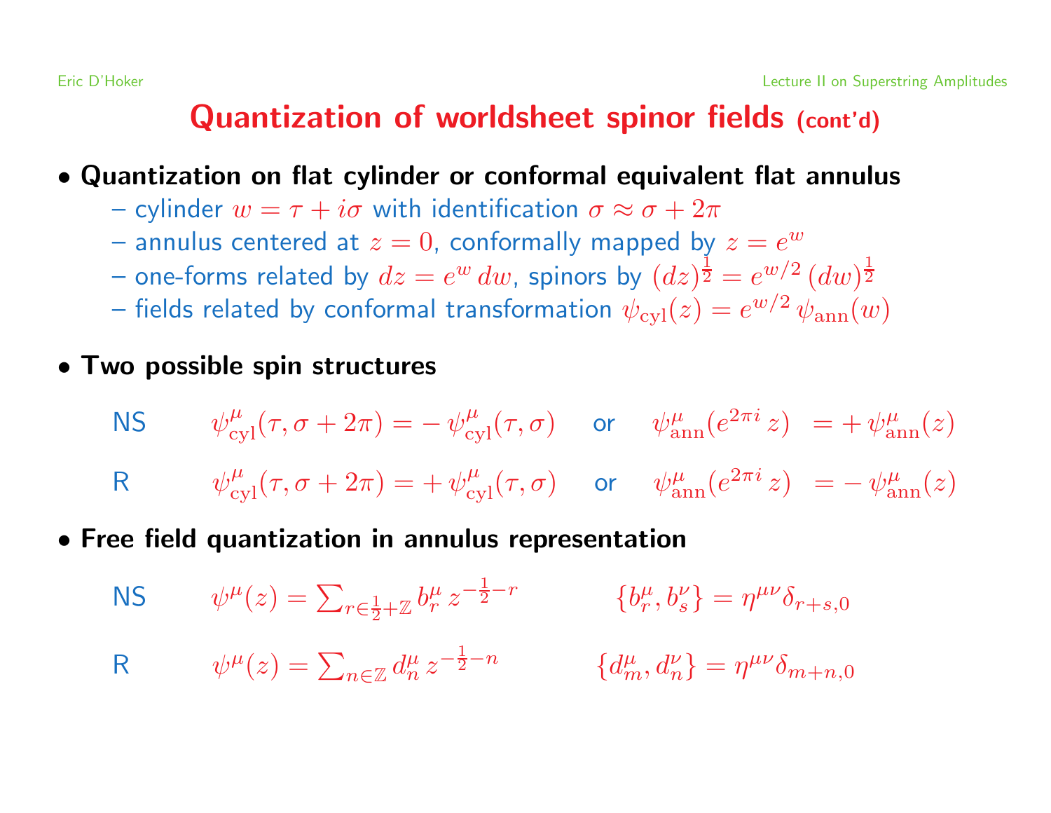# Quantization of worldsheet spinor fields (cont'd)

- **Quantization on flat cylinder or conformal equivalent flat annulus**
  - cylinder $w = \tau + i\sigma$ with identification $\sigma \approx \sigma + 2\pi$
  - annulus centered at $z = 0$, conformally mapped by $z = e^w$
  - one-forms related by $dz = e^w \, dw$, spinors by $(dz)^{\frac{1}{2}} = e^{w/2} \, (dw)^{\frac{1}{2}}$
  - fields related by conformal transformation $\psi_{\rm cyl}(z) = e^{w/2} \, \psi_{\rm ann}(w)$

- **Two possible spin structures**

NS $\quad \psi^\mu_{\rm cyl}(\tau, \sigma + 2\pi) = -\,\psi^\mu_{\rm cyl}(\tau, \sigma) \quad$ or $\quad \psi^\mu_{\rm ann}(e^{2\pi i}\, z) \; = +\,\psi^\mu_{\rm ann}(z)$

R $\quad \psi^\mu_{\rm cyl}(\tau, \sigma + 2\pi) = +\,\psi^\mu_{\rm cyl}(\tau, \sigma) \quad$ or $\quad \psi^\mu_{\rm ann}(e^{2\pi i}\, z) \; = -\,\psi^\mu_{\rm ann}(z)$

- **Free field quantization in annulus representation**

NS $\quad \psi^\mu(z) = \sum_{r \in \frac{1}{2} + \mathbb{Z}} b^\mu_r \, z^{-\frac{1}{2} - r} \qquad \{b^\mu_r, b^\nu_s\} = \eta^{\mu\nu} \delta_{r+s,0}$

R $\quad \psi^\mu(z) = \sum_{n \in \mathbb{Z}} d^\mu_n \, z^{-\frac{1}{2} - n} \qquad \{d^\mu_m, d^\nu_n\} = \eta^{\mu\nu} \delta_{m+n,0}$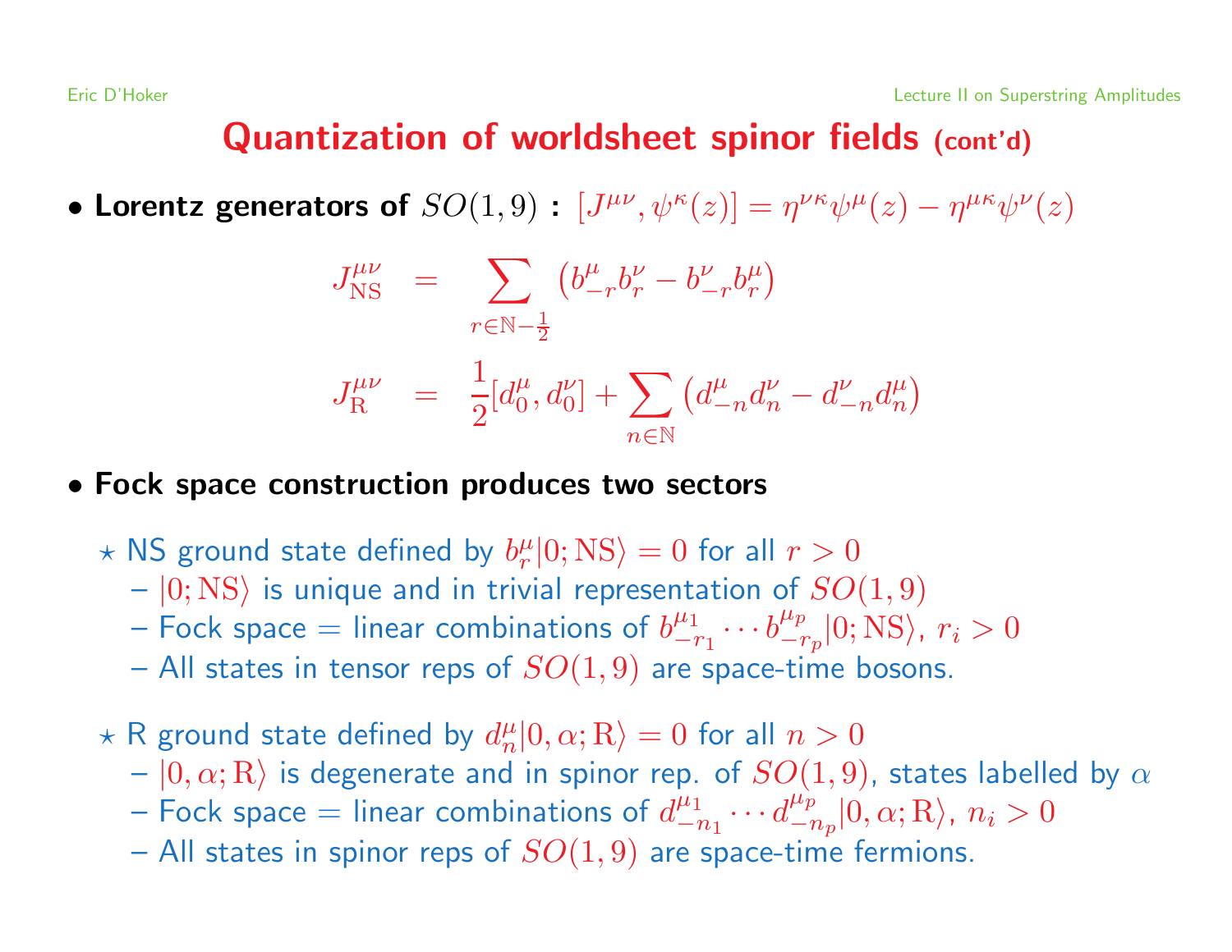# Quantization of worldsheet spinor fields (cont'd)

- **Lorentz generators of $SO(1,9)$ :** $[J^{\mu\nu}, \psi^\kappa(z)] = \eta^{\nu\kappa}\psi^\mu(z) - \eta^{\mu\kappa}\psi^\nu(z)$

$$
\begin{aligned}
J^{\mu\nu}_{\rm NS} &= \sum_{r \in \mathbb{N} - \frac{1}{2}} \left( b^\mu_{-r} b^\nu_r - b^\nu_{-r} b^\mu_r \right) \\
J^{\mu\nu}_{\rm R} &= \frac{1}{2}[d^\mu_0, d^\nu_0] + \sum_{n \in \mathbb{N}} \left( d^\mu_{-n} d^\nu_n - d^\nu_{-n} d^\mu_n \right)
\end{aligned}
$$

- **Fock space construction produces two sectors**

  ⋆ NS ground state defined by $b^\mu_r |0; {\rm NS}\rangle = 0$ for all $r > 0$
  - $|0; {\rm NS}\rangle$ is unique and in trivial representation of $SO(1,9)$
  - Fock space = linear combinations of $b^{\mu_1}_{-r_1} \cdots b^{\mu_p}_{-r_p} |0; {\rm NS}\rangle$, $r_i > 0$
  - All states in tensor reps of $SO(1,9)$ are space-time bosons.

  ⋆ R ground state defined by $d^\mu_n |0, \alpha; {\rm R}\rangle = 0$ for all $n > 0$
  - $|0, \alpha; {\rm R}\rangle$ is degenerate and in spinor rep. of $SO(1,9)$, states labelled by $\alpha$
  - Fock space = linear combinations of $d^{\mu_1}_{-n_1} \cdots d^{\mu_p}_{-n_p} |0, \alpha; {\rm R}\rangle$, $n_i > 0$
  - All states in spinor reps of $SO(1,9)$ are space-time fermions.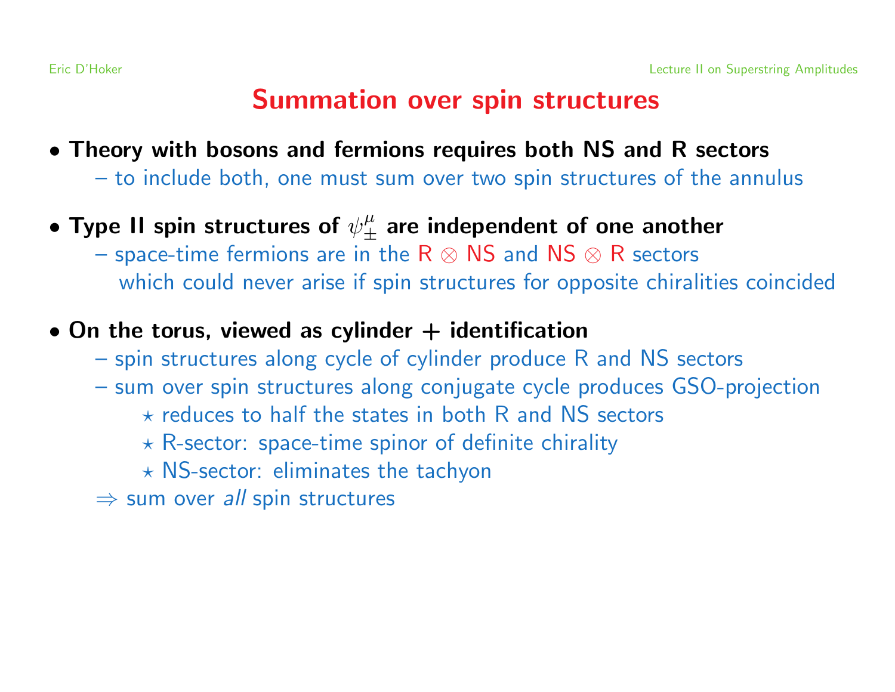# Summation over spin structures

- **Theory with bosons and fermions requires both NS and R sectors**
  - to include both, one must sum over two spin structures of the annulus

- **Type II spin structures of $\psi_\pm^\mu$ are independent of one another**
  - space-time fermions are in the R $\otimes$ NS and NS $\otimes$ R sectors which could never arise if spin structures for opposite chiralities coincided

- **On the torus, viewed as cylinder + identification**
  - spin structures along cycle of cylinder produce R and NS sectors
  - sum over spin structures along conjugate cycle produces GSO-projection
    - $\star$ reduces to half the states in both R and NS sectors
    - $\star$ R-sector: space-time spinor of definite chirality
    - $\star$ NS-sector: eliminates the tachyon

  $\Rightarrow$ sum over *all* spin structures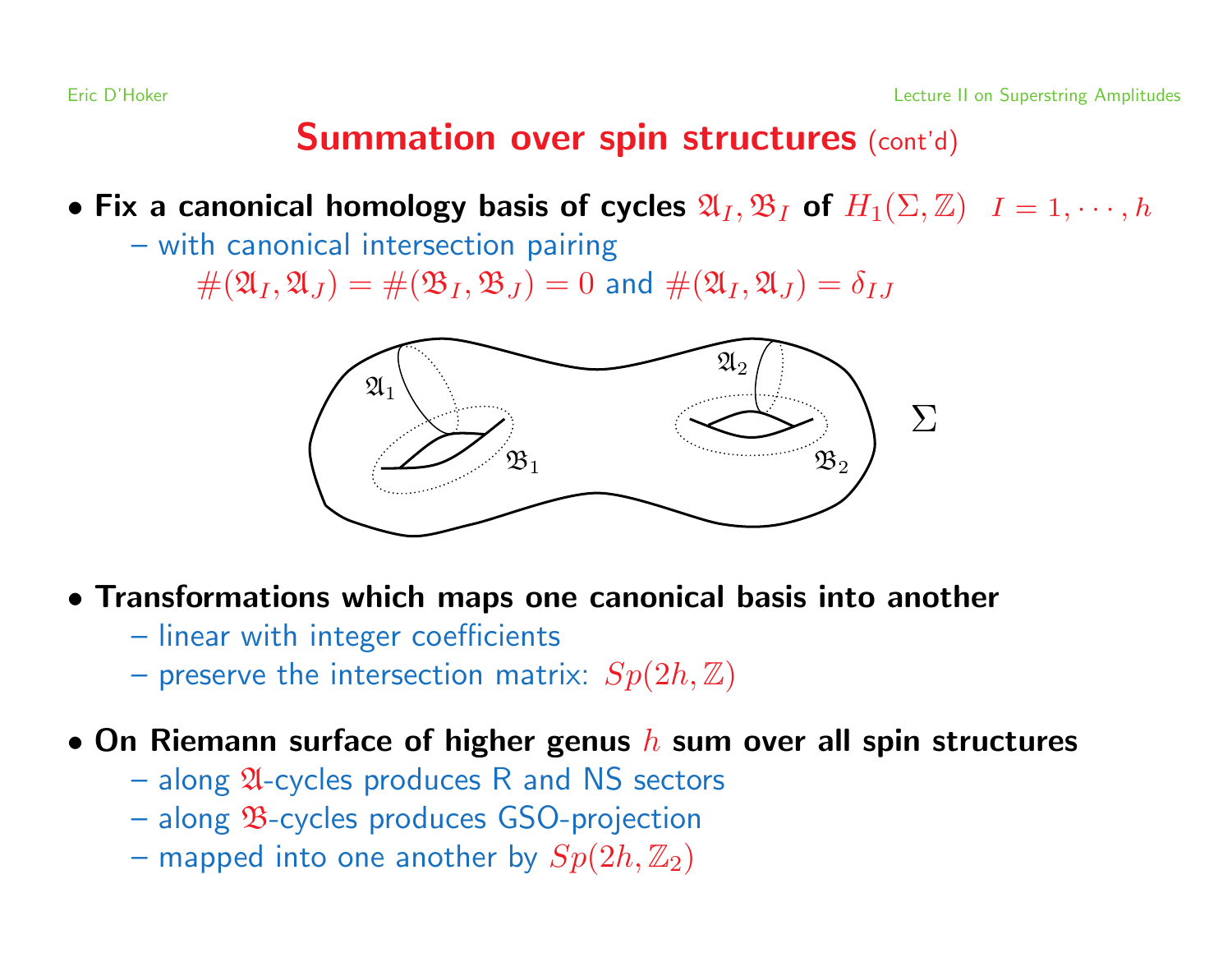# Summation over spin structures (cont'd)

- **Fix a canonical homology basis of cycles $\mathfrak{A}_I, \mathfrak{B}_I$ of $H_1(\Sigma, \mathbb{Z})$ $\; I = 1, \cdots, h$**
  - with canonical intersection pairing
    $\#(\mathfrak{A}_I, \mathfrak{A}_J) = \#(\mathfrak{B}_I, \mathfrak{B}_J) = 0$ and $\#(\mathfrak{A}_I, \mathfrak{A}_J) = \delta_{IJ}$

- **Transformations which maps one canonical basis into another**
  - linear with integer coefficients
  - preserve the intersection matrix: $Sp(2h, \mathbb{Z})$

- **On Riemann surface of higher genus $h$ sum over all spin structures**
  - along $\mathfrak{A}$-cycles produces R and NS sectors
  - along $\mathfrak{B}$-cycles produces GSO-projection
  - mapped into one another by $Sp(2h, \mathbb{Z}_2)$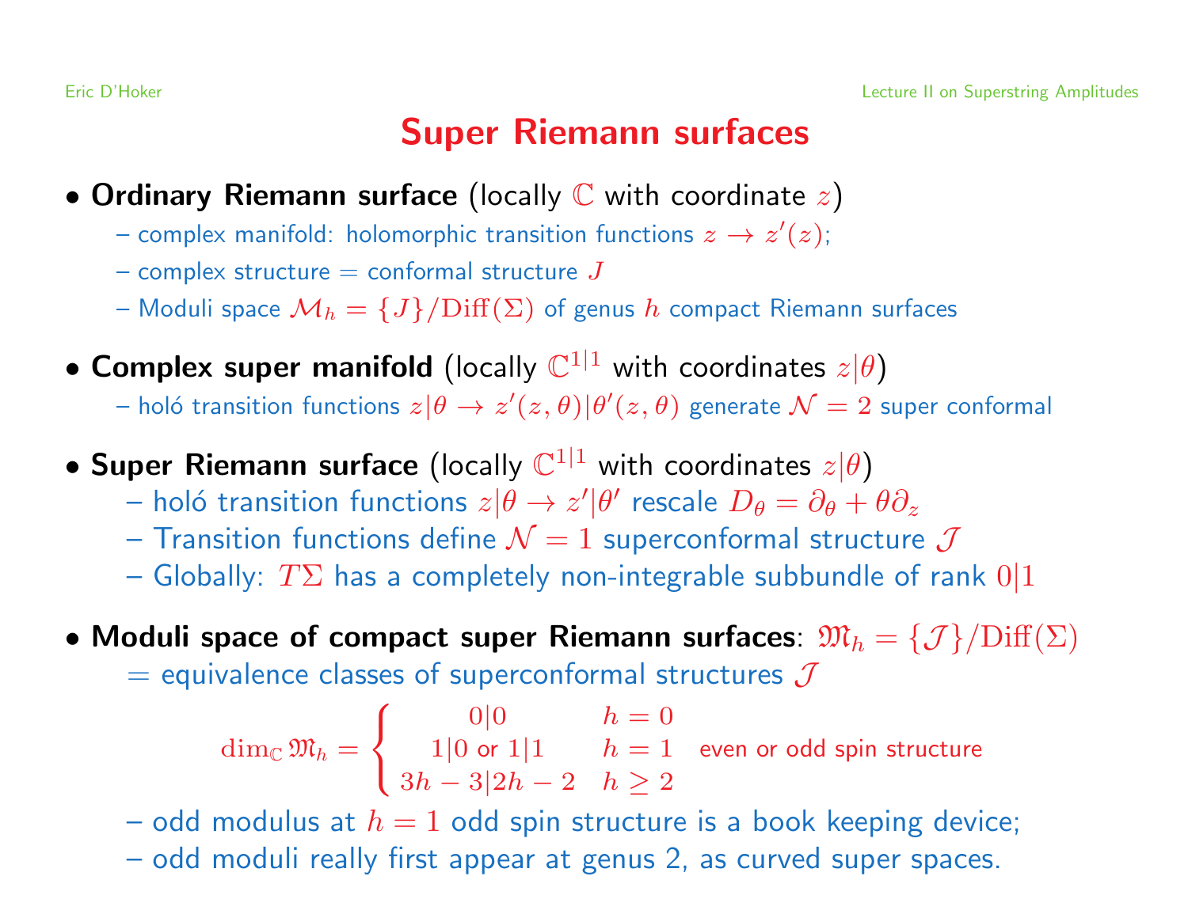# Super Riemann surfaces

- **Ordinary Riemann surface** (locally $\mathbb{C}$ with coordinate $z$)
  - complex manifold: holomorphic transition functions $z \to z'(z)$;
  - complex structure = conformal structure $J$
  - Moduli space $\mathcal{M}_h = \{J\}/\mathrm{Diff}(\Sigma)$ of genus $h$ compact Riemann surfaces

- **Complex super manifold** (locally $\mathbb{C}^{1|1}$ with coordinates $z|\theta$)
  - holó transition functions $z|\theta \to z'(z,\theta)|\theta'(z,\theta)$ generate $\mathcal{N}=2$ super conformal

- **Super Riemann surface** (locally $\mathbb{C}^{1|1}$ with coordinates $z|\theta$)
  - holó transition functions $z|\theta \to z'|\theta'$ rescale $D_\theta = \partial_\theta + \theta \partial_z$
  - Transition functions define $\mathcal{N}=1$ superconformal structure $\mathcal{J}$
  - Globally: $T\Sigma$ has a completely non-integrable subbundle of rank $0|1$

- **Moduli space of compact super Riemann surfaces**: $\mathfrak{M}_h = \{\mathcal{J}\}/\mathrm{Diff}(\Sigma)$
  = equivalence classes of superconformal structures $\mathcal{J}$

$$
\dim_{\mathbb{C}} \mathfrak{M}_h = \begin{cases} 0|0 & h=0 \\ 1|0 \text{ or } 1|1 & h=1 \quad \text{even or odd spin structure} \\ 3h-3|2h-2 & h \geq 2 \end{cases}
$$

  - odd modulus at $h=1$ odd spin structure is a book keeping device;
  - odd moduli really first appear at genus 2, as curved super spaces.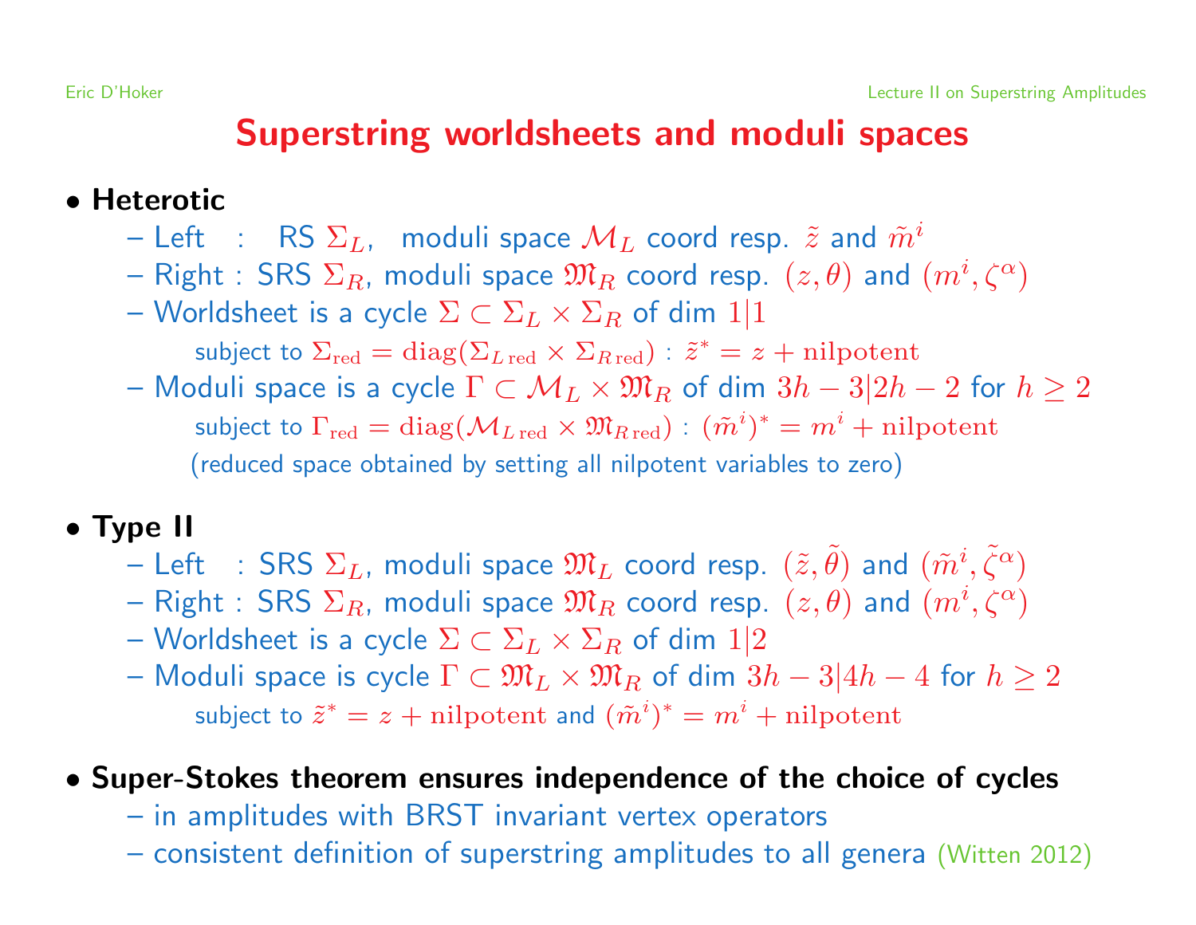# Superstring worldsheets and moduli spaces

- **Heteretic**
  - Left : RS $\Sigma_L$, moduli space $\mathcal{M}_L$ coord resp. $\tilde{z}$ and $\tilde{m}^i$
  - Right : SRS $\Sigma_R$, moduli space $\mathfrak{M}_R$ coord resp. $(z, \theta)$ and $(m^i, \zeta^\alpha)$
  - Worldsheet is a cycle $\Sigma \subset \Sigma_L \times \Sigma_R$ of dim $1|1$
    - subject to $\Sigma_{\rm red} = {\rm diag}(\Sigma_{L\,{\rm red}} \times \Sigma_{R\,{\rm red}})$ : $\tilde{z}^* = z + {\rm nilpotent}$
  - Moduli space is a cycle $\Gamma \subset \mathcal{M}_L \times \mathfrak{M}_R$ of dim $3h-3|2h-2$ for $h \geq 2$
    - subject to $\Gamma_{\rm red} = {\rm diag}(\mathcal{M}_{L\,{\rm red}} \times \mathfrak{M}_{R\,{\rm red}})$ : $(\tilde{m}^i)^* = m^i + {\rm nilpotent}$
    - (reduced space obtained by setting all nilpotent variables to zero)

- **Type II**
  - Left : SRS $\Sigma_L$, moduli space $\mathfrak{M}_L$ coord resp. $(\tilde{z}, \tilde{\theta})$ and $(\tilde{m}^i, \tilde{\zeta}^\alpha)$
  - Right : SRS $\Sigma_R$, moduli space $\mathfrak{M}_R$ coord resp. $(z, \theta)$ and $(m^i, \zeta^\alpha)$
  - Worldsheet is a cycle $\Sigma \subset \Sigma_L \times \Sigma_R$ of dim $1|2$
  - Moduli space is cycle $\Gamma \subset \mathfrak{M}_L \times \mathfrak{M}_R$ of dim $3h-3|4h-4$ for $h \geq 2$
    - subject to $\tilde{z}^* = z + {\rm nilpotent}$ and $(\tilde{m}^i)^* = m^i + {\rm nilpotent}$

- **Super-Stokes theorem ensures independence of the choice of cycles**
  - in amplitudes with BRST invariant vertex operators
  - consistent definition of superstring amplitudes to all genera (Witten 2012)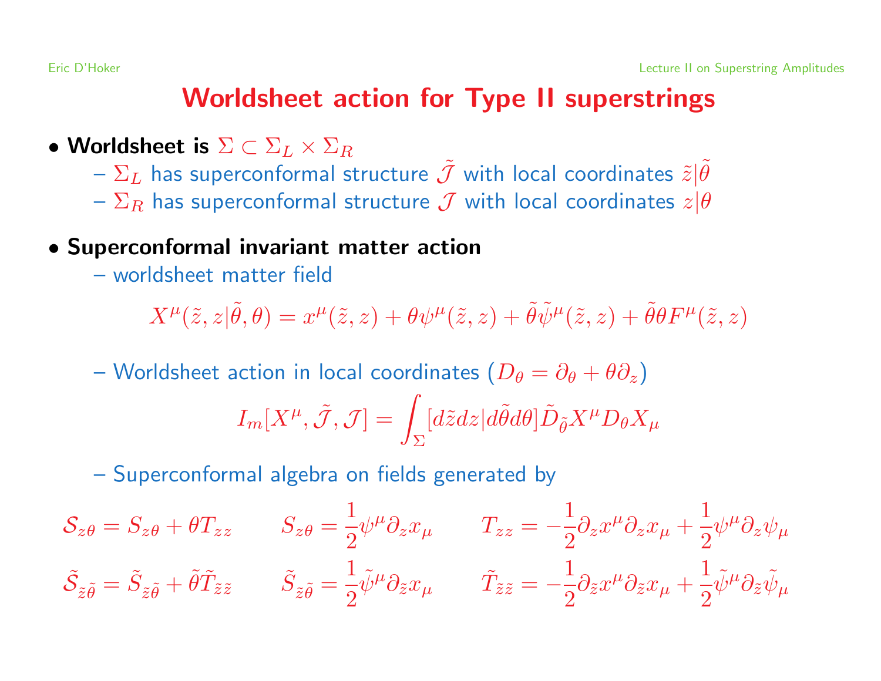# Worldsheet action for Type II superstrings

- **Worldsheet is** $\Sigma \subset \Sigma_L \times \Sigma_R$
  - $\Sigma_L$ has superconformal structure $\tilde{\mathcal{J}}$ with local coordinates $\tilde{z}|\tilde{\theta}$
  - $\Sigma_R$ has superconformal structure $\mathcal{J}$ with local coordinates $z|\theta$

- **Superconformal invariant matter action**
  - worldsheet matter field

$$X^\mu(\tilde{z}, z|\tilde{\theta}, \theta) = x^\mu(\tilde{z}, z) + \theta\psi^\mu(\tilde{z}, z) + \tilde{\theta}\tilde{\psi}^\mu(\tilde{z}, z) + \tilde{\theta}\theta F^\mu(\tilde{z}, z)$$

  - Worldsheet action in local coordinates ($D_\theta = \partial_\theta + \theta\partial_z$)

$$I_m[X^\mu, \tilde{\mathcal{J}}, \mathcal{J}] = \int_\Sigma [d\tilde{z}dz|d\tilde{\theta}d\theta] \tilde{D}_{\tilde{\theta}} X^\mu D_\theta X_\mu$$

  - Superconformal algebra on fields generated by

$$\mathcal{S}_{z\theta} = S_{z\theta} + \theta T_{zz} \qquad S_{z\theta} = \frac{1}{2}\psi^\mu \partial_z x_\mu \qquad T_{zz} = -\frac{1}{2}\partial_z x^\mu \partial_z x_\mu + \frac{1}{2}\psi^\mu \partial_z \psi_\mu$$

$$\tilde{\mathcal{S}}_{\tilde{z}\tilde{\theta}} = \tilde{S}_{\tilde{z}\tilde{\theta}} + \tilde{\theta}\tilde{T}_{\tilde{z}\tilde{z}} \qquad \tilde{S}_{\tilde{z}\tilde{\theta}} = \frac{1}{2}\tilde{\psi}^\mu \partial_{\tilde{z}} x_\mu \qquad \tilde{T}_{\tilde{z}\tilde{z}} = -\frac{1}{2}\partial_{\tilde{z}} x^\mu \partial_{\tilde{z}} x_\mu + \frac{1}{2}\tilde{\psi}^\mu \partial_{\tilde{z}} \tilde{\psi}_\mu$$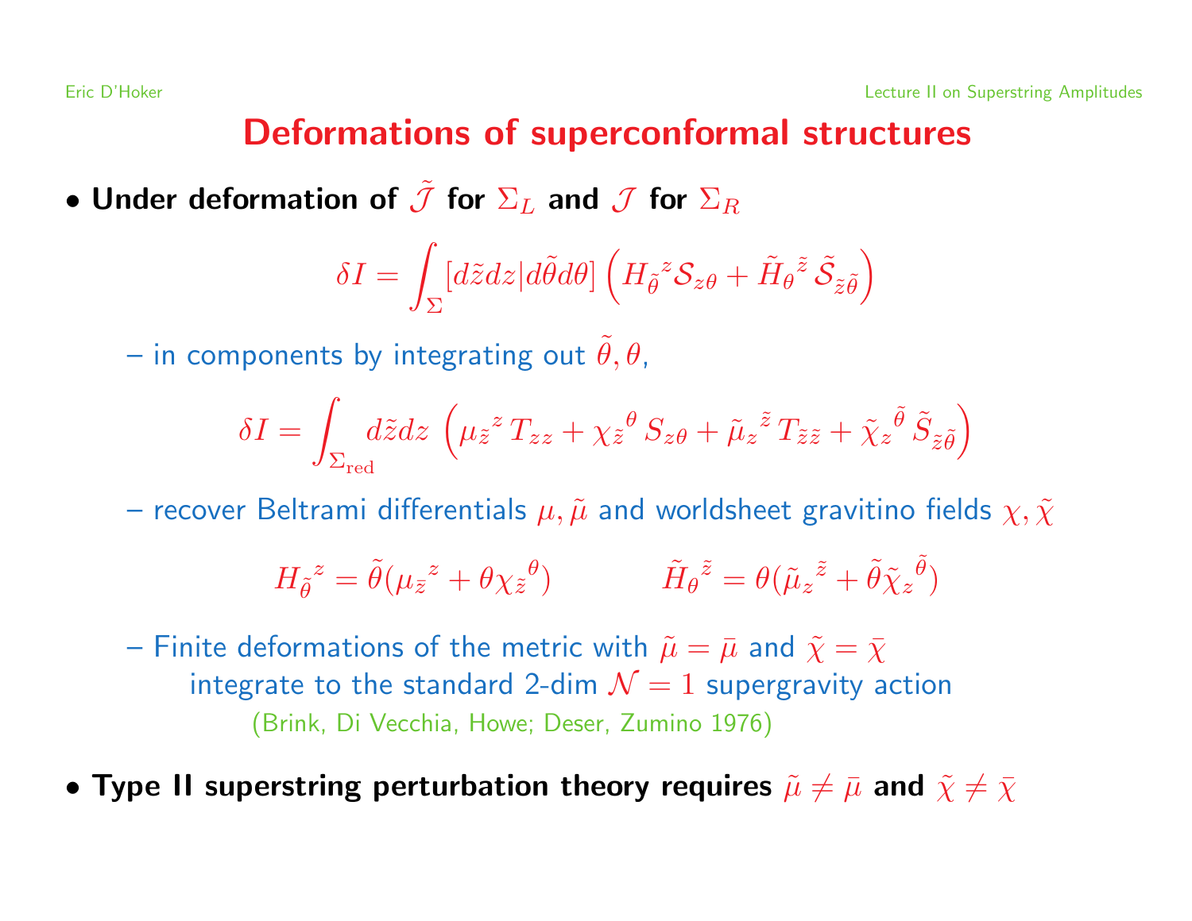# Deformations of superconformal structures

- **Under deformation of $\tilde{\mathcal{J}}$ for $\Sigma_L$ and $\mathcal{J}$ for $\Sigma_R$**

$$\delta I = \int_\Sigma [d\tilde{z} dz | d\tilde{\theta} d\theta] \left( H_{\tilde{\theta}}{}^z \mathcal{S}_{z\theta} + \tilde{H}_\theta{}^{\tilde{z}} \, \tilde{\mathcal{S}}_{\tilde{z}\tilde{\theta}} \right)$$

  – in components by integrating out $\tilde{\theta}, \theta$,

$$\delta I = \int_{\Sigma_{\rm red}} d\tilde{z} dz \, \left( \mu_{\tilde{z}}{}^z \, T_{zz} + \chi_{\tilde{z}}{}^\theta \, S_{z\theta} + \tilde{\mu}_z{}^{\tilde{z}} \, T_{\tilde{z}\tilde{z}} + \tilde{\chi}_z{}^{\tilde{\theta}} \, \tilde{S}_{\tilde{z}\tilde{\theta}} \right)$$

  – recover Beltrami differentials $\mu, \tilde{\mu}$ and worldsheet gravitino fields $\chi, \tilde{\chi}$

$$H_{\tilde{\theta}}{}^z = \tilde{\theta}(\mu_{\tilde{z}}{}^z + \theta \chi_{\tilde{z}}{}^\theta) \qquad\qquad \tilde{H}_\theta{}^{\tilde{z}} = \theta(\tilde{\mu}_z{}^{\tilde{z}} + \tilde{\theta} \tilde{\chi}_z{}^{\tilde{\theta}})$$

  – Finite deformations of the metric with $\tilde{\mu} = \bar{\mu}$ and $\tilde{\chi} = \bar{\chi}$ integrate to the standard 2-dim $\mathcal{N} = 1$ supergravity action (Brink, Di Vecchia, Howe; Deser, Zumino 1976)

- **Type II superstring perturbation theory requires $\tilde{\mu} \neq \bar{\mu}$ and $\tilde{\chi} \neq \bar{\chi}$**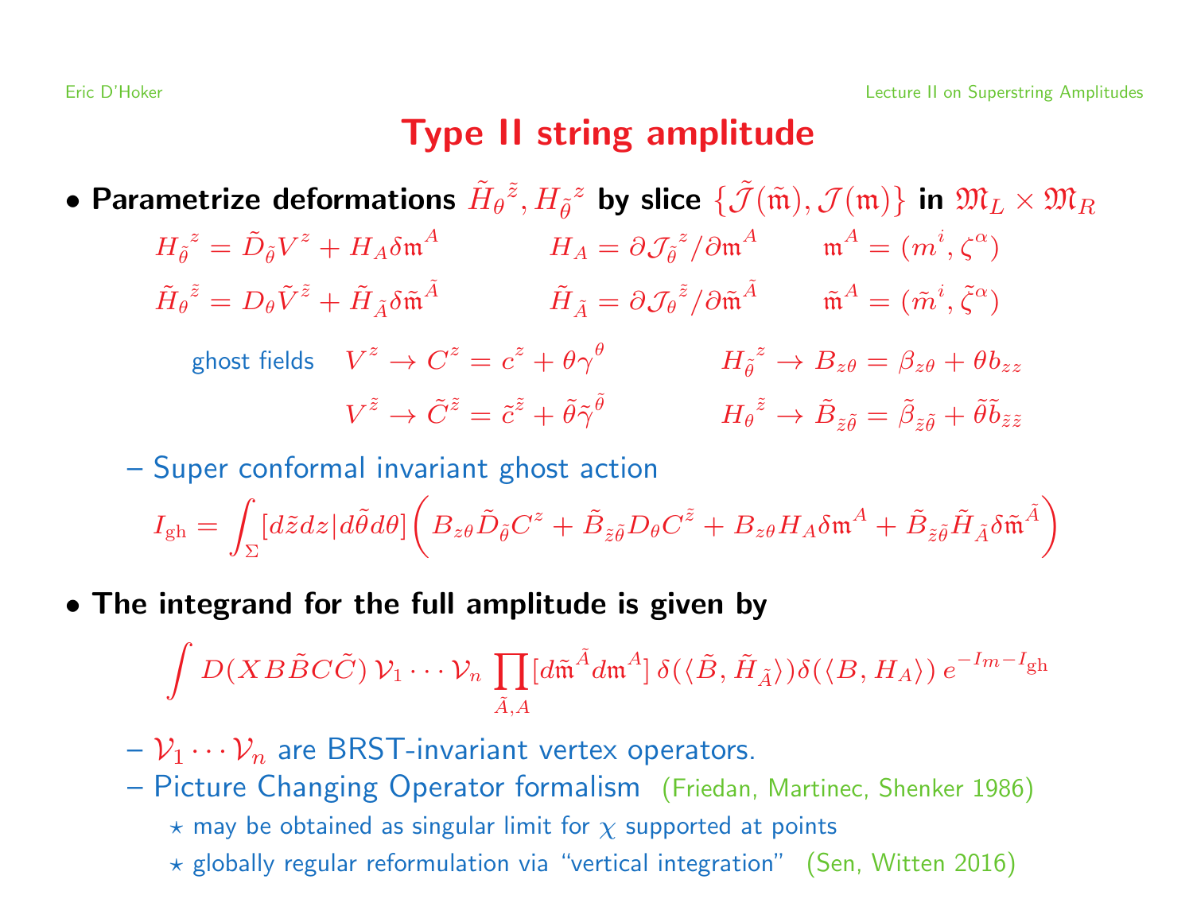# Type II string amplitude

- **Parametrize deformations $\tilde{H}_\theta{}^{\tilde{z}}, H_{\tilde{\theta}}{}^z$ by slice $\{\tilde{\mathcal{J}}(\tilde{\mathfrak{m}}), \mathcal{J}(\mathfrak{m})\}$ in $\mathfrak{M}_L \times \mathfrak{M}_R$**

$$H_{\tilde{\theta}}{}^z = \tilde{D}_{\tilde{\theta}} V^z + H_A \delta\mathfrak{m}^A \qquad H_A = \partial \mathcal{J}_{\tilde{\theta}}{}^z / \partial \mathfrak{m}^A \qquad \mathfrak{m}^A = (m^i, \zeta^\alpha)$$

$$\tilde{H}_\theta{}^{\tilde{z}} = D_\theta \tilde{V}^{\tilde{z}} + \tilde{H}_{\tilde{A}} \delta\tilde{\mathfrak{m}}^{\tilde{A}} \qquad \tilde{H}_{\tilde{A}} = \partial \mathcal{J}_\theta{}^{\tilde{z}} / \partial \tilde{\mathfrak{m}}^{\tilde{A}} \qquad \tilde{\mathfrak{m}}^A = (\tilde{m}^i, \tilde{\zeta}^\alpha)$$

ghost fields

$$V^z \to C^z = c^z + \theta \gamma^\theta \qquad H_{\tilde{\theta}}{}^z \to B_{z\theta} = \beta_{z\theta} + \theta b_{zz}$$

$$V^{\tilde{z}} \to \tilde{C}^{\tilde{z}} = \tilde{c}^{\tilde{z}} + \tilde{\theta} \tilde{\gamma}^{\tilde{\theta}} \qquad H_\theta{}^{\tilde{z}} \to \tilde{B}_{\tilde{z}\tilde{\theta}} = \tilde{\beta}_{\tilde{z}\tilde{\theta}} + \tilde{\theta} \tilde{b}_{\tilde{z}\tilde{z}}$$

  - Super conformal invariant ghost action

$$I_{\rm gh} = \int_\Sigma [d\tilde{z} dz | d\tilde{\theta} d\theta] \Big( B_{z\theta} \tilde{D}_{\tilde{\theta}} C^z + \tilde{B}_{\tilde{z}\tilde{\theta}} D_\theta C^{\tilde{z}} + B_{z\theta} H_A \delta\mathfrak{m}^A + \tilde{B}_{\tilde{z}\tilde{\theta}} \tilde{H}_{\tilde{A}} \delta\tilde{\mathfrak{m}}^{\tilde{A}} \Big)$$

- **The integrand for the full amplitude is given by**

$$\int D(XB\tilde{B}C\tilde{C})\, \mathcal{V}_1 \cdots \mathcal{V}_n \prod_{\tilde{A},A} [d\tilde{\mathfrak{m}}^{\tilde{A}} d\mathfrak{m}^A]\, \delta(\langle \tilde{B}, \tilde{H}_{\tilde{A}} \rangle) \delta(\langle B, H_A \rangle)\, e^{-I_m - I_{\rm gh}}$$

  - $\mathcal{V}_1 \cdots \mathcal{V}_n$ are BRST-invariant vertex operators.
  - Picture Changing Operator formalism (Friedan, Martinec, Shenker 1986)
    - ⋆ may be obtained as singular limit for $\chi$ supported at points
    - ⋆ globally regular reformulation via "vertical integration" (Sen, Witten 2016)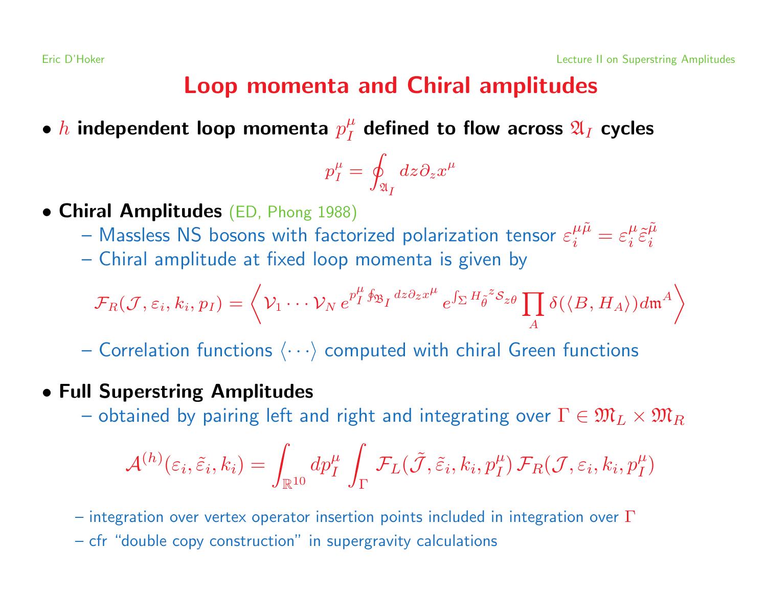# Loop momenta and Chiral amplitudes

- **$h$ independent loop momenta $p_I^\mu$ defined to flow across $\mathfrak{A}_I$ cycles**

$$p_I^\mu = \oint_{\mathfrak{A}_I} dz \partial_z x^\mu$$

- **Chiral Amplitudes** (ED, Phong 1988)
  - Massless NS bosons with factorized polarization tensor $\varepsilon_i^{\mu\tilde{\mu}} = \varepsilon_i^\mu \tilde{\varepsilon}_i^{\tilde{\mu}}$
  - Chiral amplitude at fixed loop momenta is given by

$$\mathcal{F}_R(\mathcal{J}, \varepsilon_i, k_i, p_I) = \left\langle \mathcal{V}_1 \cdots \mathcal{V}_N \, e^{p_I^\mu \oint_{\mathfrak{B}_I} dz \partial_z x^\mu} \, e^{\int_\Sigma H_{\tilde{\theta}}{}^z S_{z\theta}} \prod_A \delta(\langle B, H_A \rangle) d\mathfrak{m}^A \right\rangle$$

  - Correlation functions $\langle \cdots \rangle$ computed with chiral Green functions

- **Full Superstring Amplitudes**
  - obtained by pairing left and right and integrating over $\Gamma \in \mathfrak{M}_L \times \mathfrak{M}_R$

$$\mathcal{A}^{(h)}(\varepsilon_i, \tilde{\varepsilon}_i, k_i) = \int_{\mathbb{R}^{10}} dp_I^\mu \int_\Gamma \mathcal{F}_L(\tilde{\mathcal{J}}, \tilde{\varepsilon}_i, k_i, p_I^\mu) \, \mathcal{F}_R(\mathcal{J}, \varepsilon_i, k_i, p_I^\mu)$$

  - integration over vertex operator insertion points included in integration over $\Gamma$
  - cfr "double copy construction" in supergravity calculations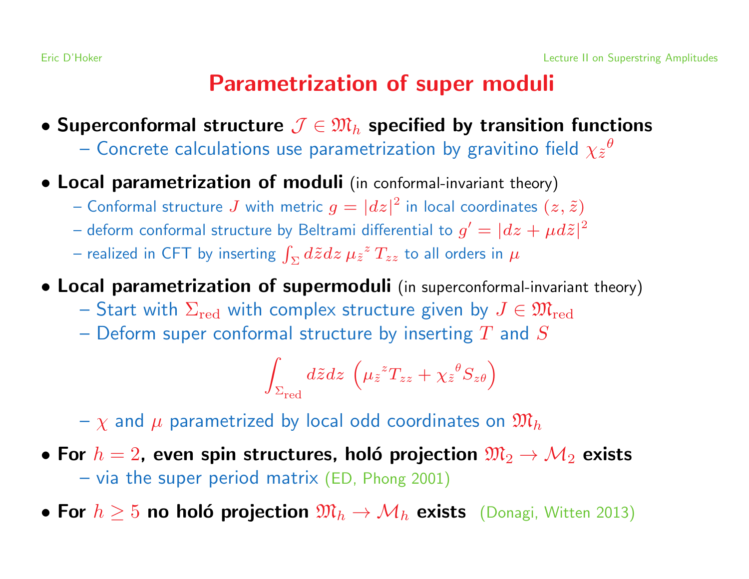# Parametrization of super moduli

- **Superconformal structure $\mathcal{J} \in \mathfrak{M}_h$ specified by transition functions**
  - Concrete calculations use parametrization by gravitino field $\chi_{\tilde{z}}{}^{\theta}$
- **Local parametrization of moduli** (in conformal-invariant theory)
  - Conformal structure $J$ with metric $g = |dz|^2$ in local coordinates $(z, \tilde{z})$
  - deform conformal structure by Beltrami differential to $g' = |dz + \mu d\tilde{z}|^2$
  - realized in CFT by inserting $\int_\Sigma d\tilde{z} dz \, \mu_{\tilde{z}}{}^{z} \, T_{zz}$ to all orders in $\mu$
- **Local parametrization of supermoduli** (in superconformal-invariant theory)
  - Start with $\Sigma_{\rm red}$ with complex structure given by $J \in \mathfrak{M}_{\rm red}$
  - Deform super conformal structure by inserting $T$ and $S$

$$\int_{\Sigma_{\rm red}} d\tilde{z} dz \, \left( \mu_{\tilde{z}}{}^{z} T_{zz} + \chi_{\tilde{z}}{}^{\theta} S_{z\theta} \right)$$

  - $\chi$ and $\mu$ parametrized by local odd coordinates on $\mathfrak{M}_h$
- **For $h = 2$, even spin structures, holó projection $\mathfrak{M}_2 \to \mathcal{M}_2$ exists**
  - via the super period matrix (ED, Phong 2001)
- **For $h \geq 5$ no holó projection $\mathfrak{M}_h \to \mathcal{M}_h$ exists** (Donagi, Witten 2013)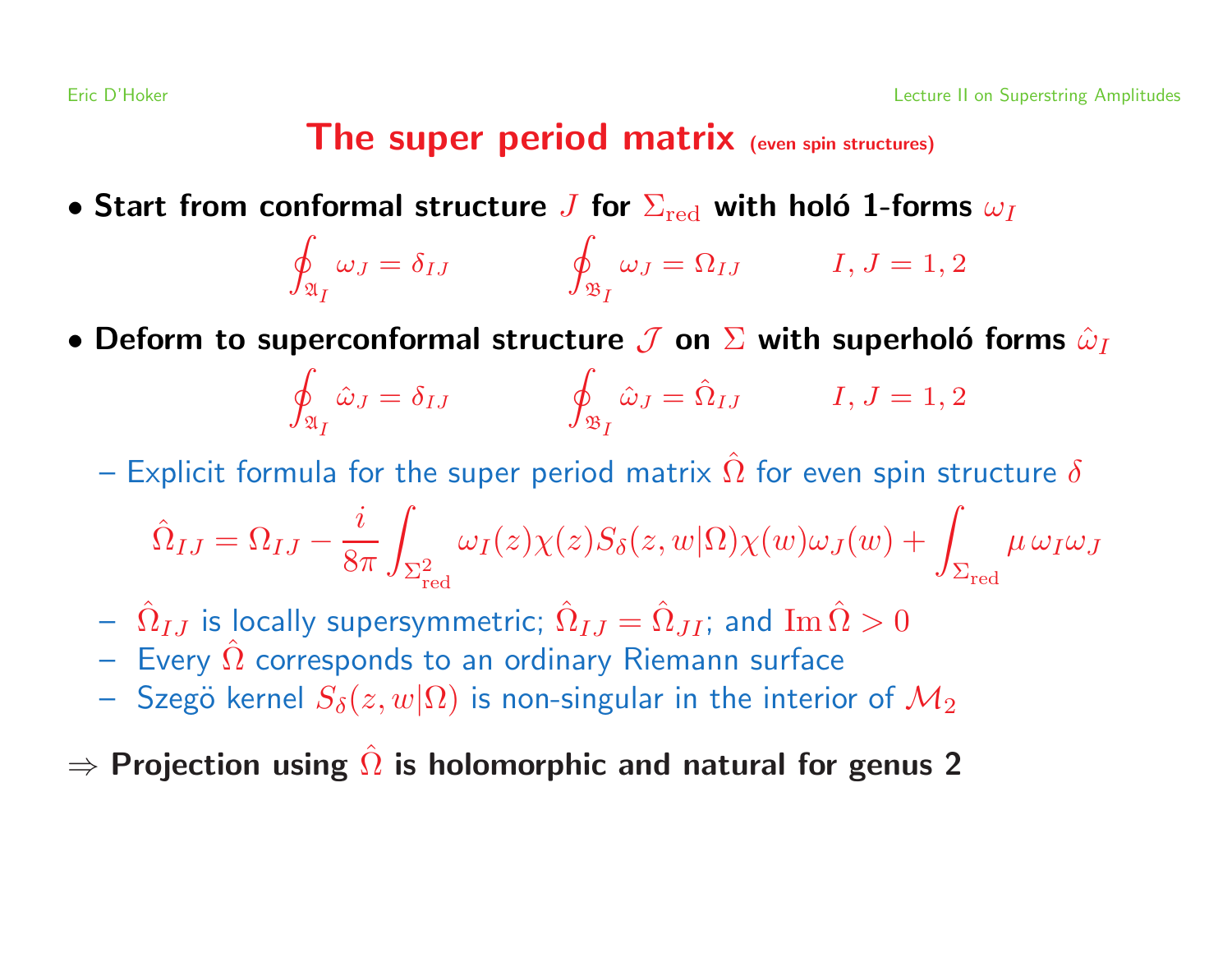# The super period matrix (even spin structures)

- **Start from conformal structure $J$ for $\Sigma_{\rm red}$ with holó 1-forms $\omega_I$**

$$\oint_{\mathfrak{A}_I} \omega_J = \delta_{IJ} \qquad \oint_{\mathfrak{B}_I} \omega_J = \Omega_{IJ} \qquad I, J = 1, 2$$

- **Deform to superconformal structure $\mathcal{J}$ on $\Sigma$ with superholó forms $\hat\omega_I$**

$$\oint_{\mathfrak{A}_I} \hat\omega_J = \delta_{IJ} \qquad \oint_{\mathfrak{B}_I} \hat\omega_J = \hat\Omega_{IJ} \qquad I, J = 1, 2$$

  - Explicit formula for the super period matrix $\hat\Omega$ for even spin structure $\delta$

$$\hat\Omega_{IJ} = \Omega_{IJ} - \frac{i}{8\pi} \int_{\Sigma^2_{\rm red}} \omega_I(z) \chi(z) S_\delta(z,w|\Omega) \chi(w) \omega_J(w) + \int_{\Sigma_{\rm red}} \mu \, \omega_I \omega_J$$

  - $\hat\Omega_{IJ}$ is locally supersymmetric; $\hat\Omega_{IJ} = \hat\Omega_{JI}$; and $\mathrm{Im}\, \hat\Omega > 0$
  - Every $\hat\Omega$ corresponds to an ordinary Riemann surface
  - Szegö kernel $S_\delta(z,w|\Omega)$ is non-singular in the interior of $\mathcal{M}_2$

$\Rightarrow$ **Projection using $\hat\Omega$ is holomorphic and natural for genus 2**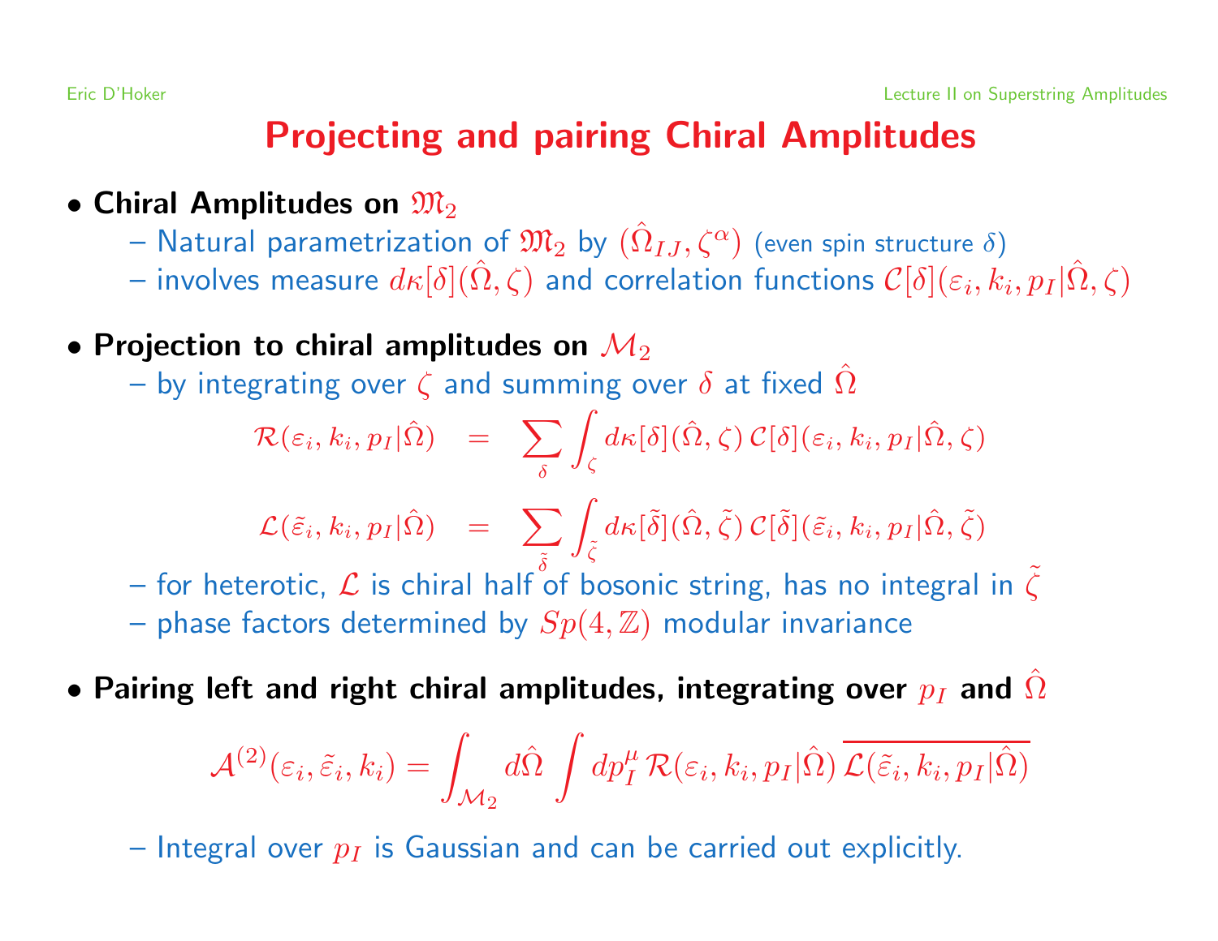# Projecting and pairing Chiral Amplitudes

- **Chiral Amplitudes on $\mathfrak{M}_2$**
  - Natural parametrization of $\mathfrak{M}_2$ by $(\hat\Omega_{IJ}, \zeta^\alpha)$ (even spin structure $\delta$)
  - involves measure $d\kappa[\delta](\hat\Omega, \zeta)$ and correlation functions $\mathcal{C}[\delta](\varepsilon_i, k_i, p_I|\hat\Omega, \zeta)$

- **Projection to chiral amplitudes on $\mathcal{M}_2$**
  - by integrating over $\zeta$ and summing over $\delta$ at fixed $\hat\Omega$

$$\mathcal{R}(\varepsilon_i, k_i, p_I|\hat\Omega) = \sum_\delta \int_\zeta d\kappa[\delta](\hat\Omega, \zeta)\, \mathcal{C}[\delta](\varepsilon_i, k_i, p_I|\hat\Omega, \zeta)$$

$$\mathcal{L}(\tilde\varepsilon_i, k_i, p_I|\hat\Omega) = \sum_{\tilde\delta} \int_{\tilde\zeta} d\kappa[\tilde\delta](\hat\Omega, \tilde\zeta)\, \mathcal{C}[\tilde\delta](\tilde\varepsilon_i, k_i, p_I|\hat\Omega, \tilde\zeta)$$

  - for heterotic, $\mathcal{L}$ is chiral half of bosonic string, has no integral in $\tilde\zeta$
  - phase factors determined by $Sp(4,\mathbb{Z})$ modular invariance

- **Pairing left and right chiral amplitudes, integrating over $p_I$ and $\hat\Omega$**

$$\mathcal{A}^{(2)}(\varepsilon_i, \tilde\varepsilon_i, k_i) = \int_{\mathcal{M}_2} d\hat\Omega \int dp_I^\mu\, \mathcal{R}(\varepsilon_i, k_i, p_I|\hat\Omega)\, \overline{\mathcal{L}(\tilde\varepsilon_i, k_i, p_I|\hat\Omega)}$$

  - Integral over $p_I$ is Gaussian and can be carried out explicitly.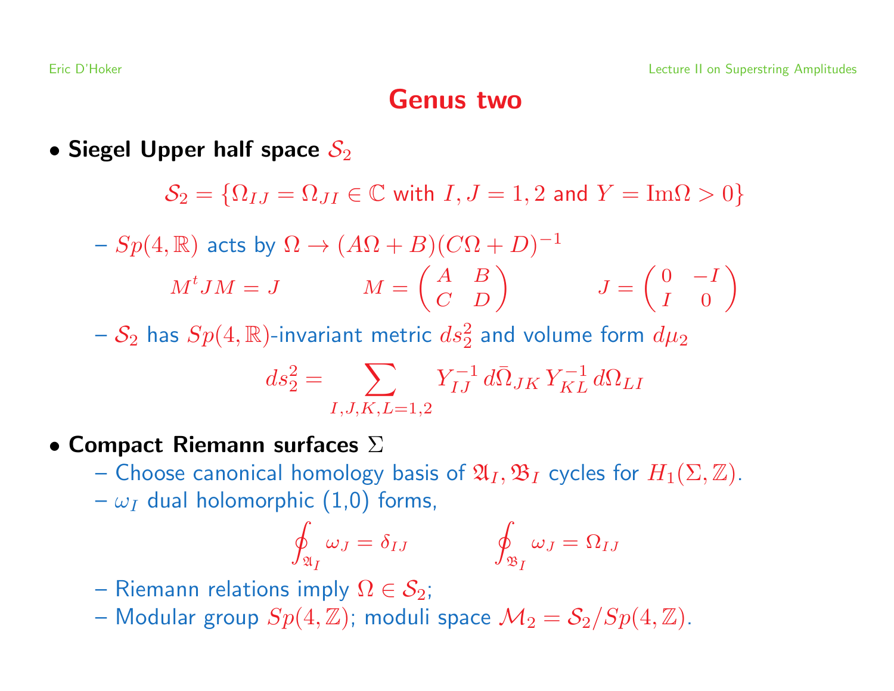# Genus two

- **Siegel Upper half space $\mathcal{S}_2$**

$$\mathcal{S}_2 = \{\Omega_{IJ} = \Omega_{JI} \in \mathbb{C} \text{ with } I, J = 1, 2 \text{ and } Y = \text{Im}\Omega > 0\}$$

  - $Sp(4, \mathbb{R})$ acts by $\Omega \to (A\Omega + B)(C\Omega + D)^{-1}$

$$M^t J M = J \qquad M = \begin{pmatrix} A & B \\ C & D \end{pmatrix} \qquad J = \begin{pmatrix} 0 & -I \\ I & 0 \end{pmatrix}$$

  - $\mathcal{S}_2$ has $Sp(4, \mathbb{R})$-invariant metric $ds_2^2$ and volume form $d\mu_2$

$$ds_2^2 = \sum_{I,J,K,L=1,2} Y^{-1}_{IJ}\, d\bar{\Omega}_{JK}\, Y^{-1}_{KL}\, d\Omega_{LI}$$

- **Compact Riemann surfaces $\Sigma$**
  - Choose canonical homology basis of $\mathfrak{A}_I, \mathfrak{B}_I$ cycles for $H_1(\Sigma, \mathbb{Z})$.
  - $\omega_I$ dual holomorphic (1,0) forms,

$$\oint_{\mathfrak{A}_I} \omega_J = \delta_{IJ} \qquad \oint_{\mathfrak{B}_I} \omega_J = \Omega_{IJ}$$

  - Riemann relations imply $\Omega \in \mathcal{S}_2$;
  - Modular group $Sp(4, \mathbb{Z})$; moduli space $\mathcal{M}_2 = \mathcal{S}_2 / Sp(4, \mathbb{Z})$.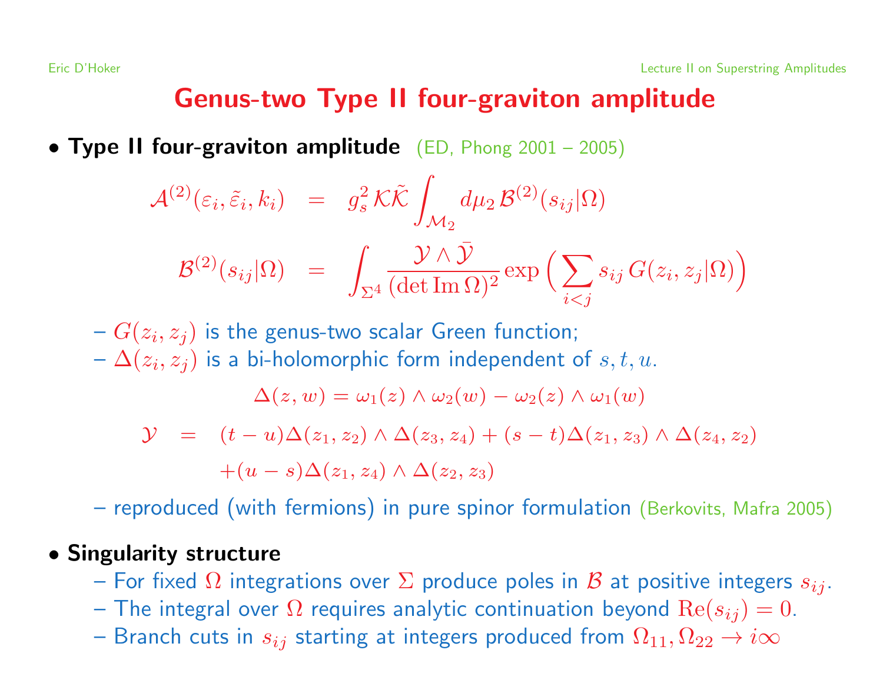# Genus-two Type II four-graviton amplitude

- **Type II four-graviton amplitude** (ED, Phong 2001 – 2005)

$$
\begin{aligned}
\mathcal{A}^{(2)}(\varepsilon_i, \tilde{\varepsilon}_i, k_i) &= g_s^2 \, \mathcal{K}\tilde{\mathcal{K}} \int_{\mathcal{M}_2} d\mu_2 \, \mathcal{B}^{(2)}(s_{ij}|\Omega) \\
\mathcal{B}^{(2)}(s_{ij}|\Omega) &= \int_{\Sigma^4} \frac{\mathcal{Y} \wedge \bar{\mathcal{Y}}}{(\det \mathrm{Im}\, \Omega)^2} \exp\Big( \sum_{i<j} s_{ij} \, G(z_i, z_j|\Omega) \Big)
\end{aligned}
$$

  - $G(z_i, z_j)$ is the genus-two scalar Green function;
  - $\Delta(z_i, z_j)$ is a bi-holomorphic form independent of $s, t, u$.

$$
\Delta(z, w) = \omega_1(z) \wedge \omega_2(w) - \omega_2(z) \wedge \omega_1(w)
$$

$$
\begin{aligned}
\mathcal{Y} \;\; = \;\; & (t-u)\Delta(z_1, z_2) \wedge \Delta(z_3, z_4) + (s-t)\Delta(z_1, z_3) \wedge \Delta(z_4, z_2) \\
& + (u-s)\Delta(z_1, z_4) \wedge \Delta(z_2, z_3)
\end{aligned}
$$

  - reproduced (with fermions) in pure spinor formulation (Berkovits, Mafra 2005)

- **Singularity structure**
  - For fixed $\Omega$ integrations over $\Sigma$ produce poles in $\mathcal{B}$ at positive integers $s_{ij}$.
  - The integral over $\Omega$ requires analytic continuation beyond $\mathrm{Re}(s_{ij}) = 0$.
  - Branch cuts in $s_{ij}$ starting at integers produced from $\Omega_{11}, \Omega_{22} \to i\infty$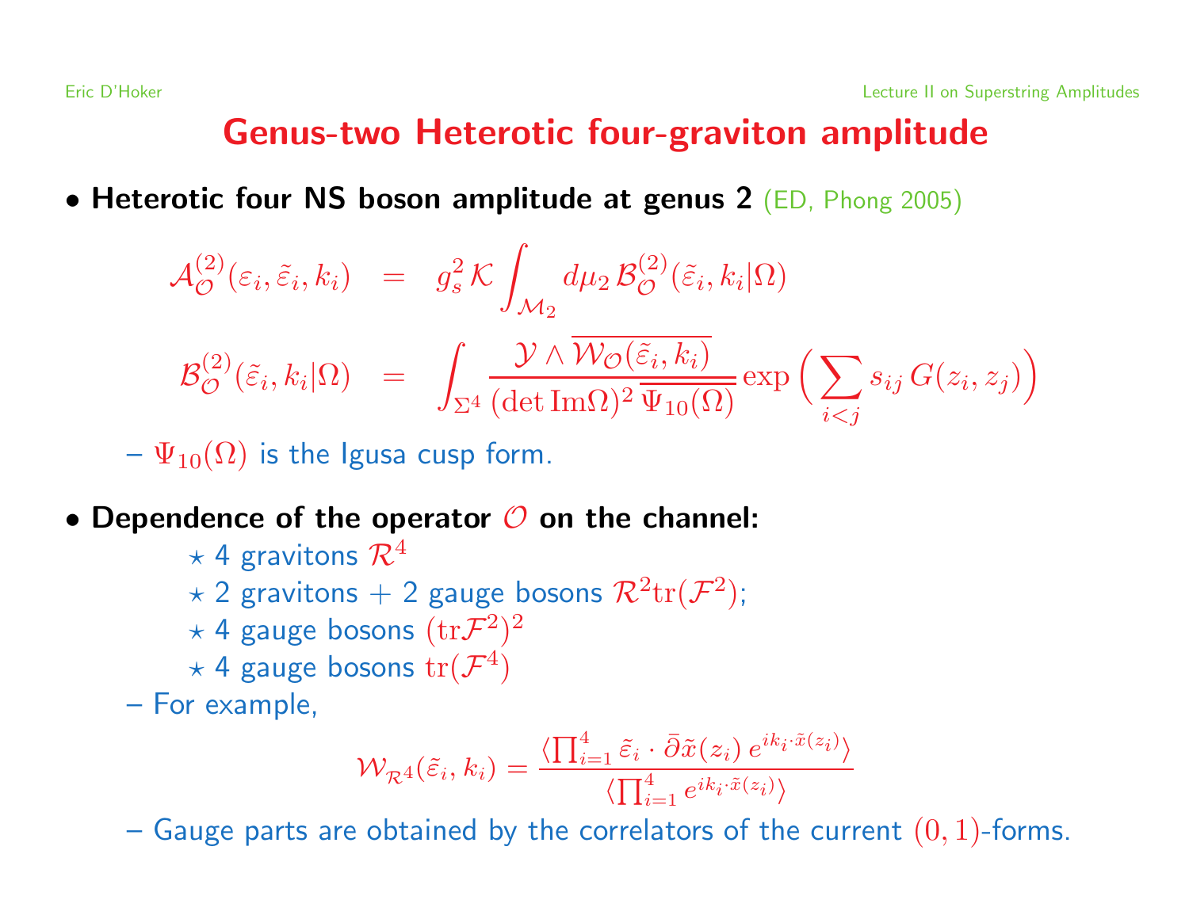# Genus-two Heterotic four-graviton amplitude

- **Heterotic four NS boson amplitude at genus 2** (ED, Phong 2005)

$$
\begin{aligned}
\mathcal{A}^{(2)}_{\mathcal{O}}(\varepsilon_i, \tilde\varepsilon_i, k_i) &= g_s^2 \, \mathcal{K} \int_{\mathcal{M}_2} d\mu_2 \, \mathcal{B}^{(2)}_{\mathcal{O}}(\tilde\varepsilon_i, k_i|\Omega) \\
\mathcal{B}^{(2)}_{\mathcal{O}}(\tilde\varepsilon_i, k_i|\Omega) &= \int_{\Sigma^4} \frac{\mathcal{Y} \wedge \overline{\mathcal{W}_{\mathcal{O}}(\tilde\varepsilon_i, k_i)}}{(\det \mathrm{Im}\Omega)^2 \, \overline{\Psi_{10}(\Omega)}} \exp\Big( \sum_{i<j} s_{ij} \, G(z_i, z_j) \Big)
\end{aligned}
$$

  – $\Psi_{10}(\Omega)$ is the Igusa cusp form.

- **Dependence of the operator $\mathcal{O}$ on the channel:**
  - ⋆ 4 gravitons $\mathcal{R}^4$
  - ⋆ 2 gravitons + 2 gauge bosons $\mathcal{R}^2 \mathrm{tr}(\mathcal{F}^2)$;
  - ⋆ 4 gauge bosons $(\mathrm{tr}\mathcal{F}^2)^2$
  - ⋆ 4 gauge bosons $\mathrm{tr}(\mathcal{F}^4)$

  – For example,

$$
\mathcal{W}_{\mathcal{R}^4}(\tilde\varepsilon_i, k_i) = \frac{\langle \prod_{i=1}^4 \tilde\varepsilon_i \cdot \bar\partial \tilde x(z_i) \, e^{ik_i \cdot \tilde x(z_i)} \rangle}{\langle \prod_{i=1}^4 e^{ik_i \cdot \tilde x(z_i)} \rangle}
$$

  – Gauge parts are obtained by the correlators of the current $(0,1)$-forms.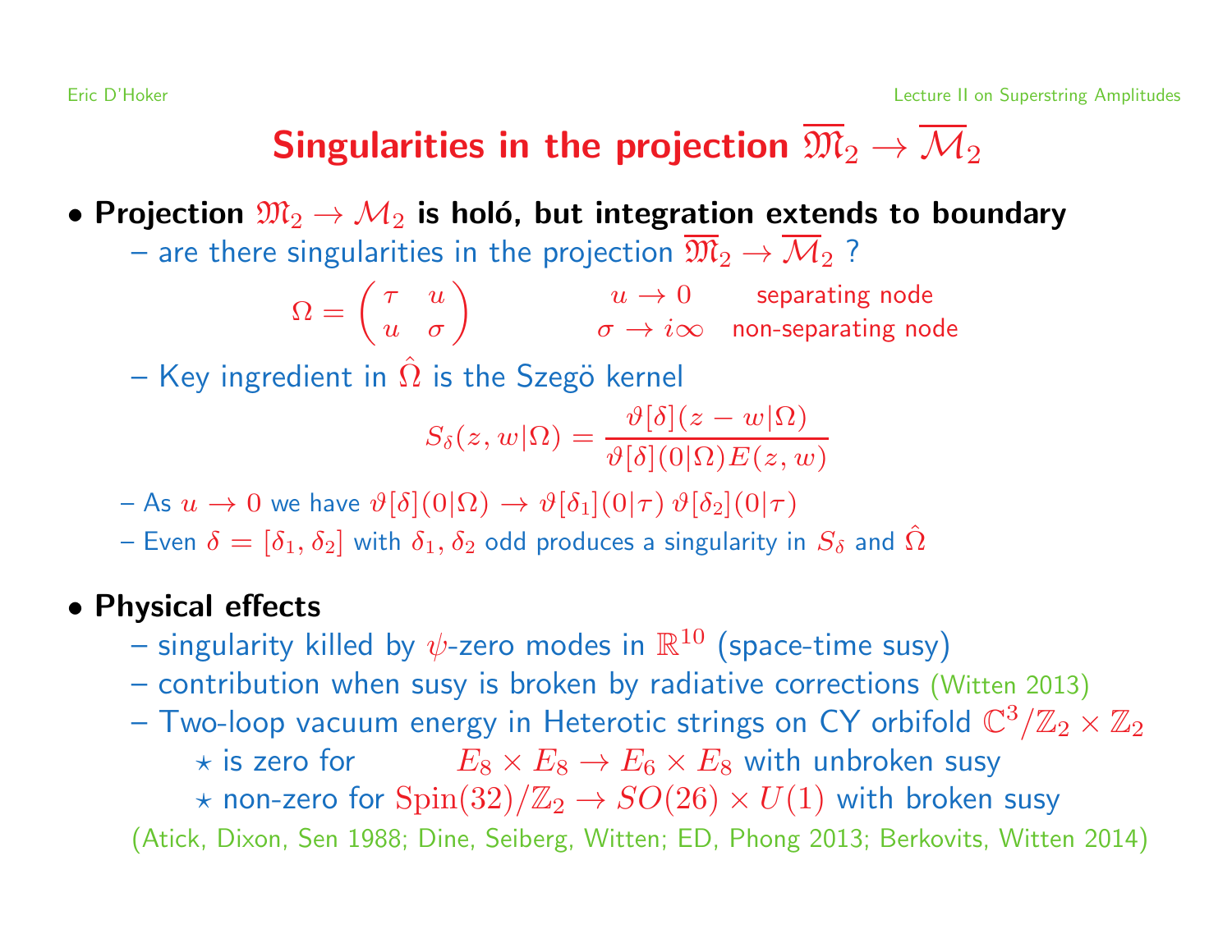# Singularities in the projection $\overline{\mathfrak{M}}_2 \to \overline{\mathcal{M}}_2$

- **Projection $\mathfrak{M}_2 \to \mathcal{M}_2$ is holó, but integration extends to boundary**
  - are there singularities in the projection $\overline{\mathfrak{M}}_2 \to \overline{\mathcal{M}}_2$ ?

$$\Omega = \begin{pmatrix} \tau & u \\ u & \sigma \end{pmatrix} \qquad \begin{array}{ll} u \to 0 & \text{separating node} \\ \sigma \to i\infty & \text{non-separating node} \end{array}$$

  - Key ingredient in $\hat{\Omega}$ is the Szegö kernel

$$S_\delta(z,w|\Omega) = \frac{\vartheta[\delta](z-w|\Omega)}{\vartheta[\delta](0|\Omega)E(z,w)}$$

  - As $u \to 0$ we have $\vartheta[\delta](0|\Omega) \to \vartheta[\delta_1](0|\tau)\,\vartheta[\delta_2](0|\tau)$
  - Even $\delta = [\delta_1, \delta_2]$ with $\delta_1, \delta_2$ odd produces a singularity in $S_\delta$ and $\hat{\Omega}$

- **Physical effects**
  - singularity killed by $\psi$-zero modes in $\mathbb{R}^{10}$ (space-time susy)
  - contribution when susy is broken by radiative corrections (Witten 2013)
  - Two-loop vacuum energy in Heterotic strings on CY orbifold $\mathbb{C}^3/\mathbb{Z}_2 \times \mathbb{Z}_2$
    - ⋆ is zero for $E_8 \times E_8 \to E_6 \times E_8$ with unbroken susy
    - ⋆ non-zero for $\text{Spin}(32)/\mathbb{Z}_2 \to SO(26) \times U(1)$ with broken susy

(Atick, Dixon, Sen 1988; Dine, Seiberg, Witten; ED, Phong 2013; Berkovits, Witten 2014)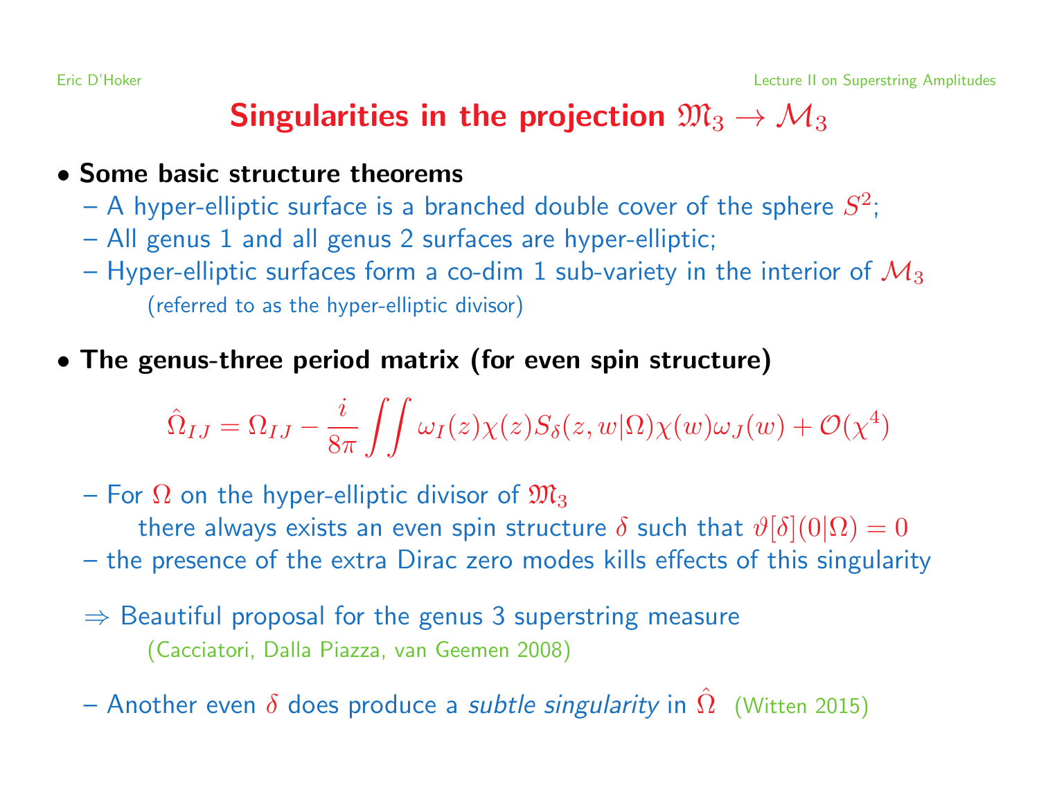# Singularities in the projection $\mathfrak{M}_3 \to \mathcal{M}_3$

- **Some basic structure theorems**
  - A hyper-elliptic surface is a branched double cover of the sphere $S^2$;
  - All genus 1 and all genus 2 surfaces are hyper-elliptic;
  - Hyper-elliptic surfaces form a co-dim 1 sub-variety in the interior of $\mathcal{M}_3$
    (referred to as the hyper-elliptic divisor)

- **The genus-three period matrix (for even spin structure)**

$$\hat{\Omega}_{IJ} = \Omega_{IJ} - \frac{i}{8\pi} \iint \omega_I(z)\chi(z) S_\delta(z,w|\Omega)\chi(w)\omega_J(w) + \mathcal{O}(\chi^4)$$

  - For $\Omega$ on the hyper-elliptic divisor of $\mathfrak{M}_3$
    there always exists an even spin structure $\delta$ such that $\vartheta[\delta](0|\Omega) = 0$
  - the presence of the extra Dirac zero modes kills effects of this singularity

  $\Rightarrow$ Beautiful proposal for the genus 3 superstring measure
    (Cacciatori, Dalla Piazza, van Geemen 2008)

  - Another even $\delta$ does produce a *subtle singularity* in $\hat{\Omega}$ (Witten 2015)